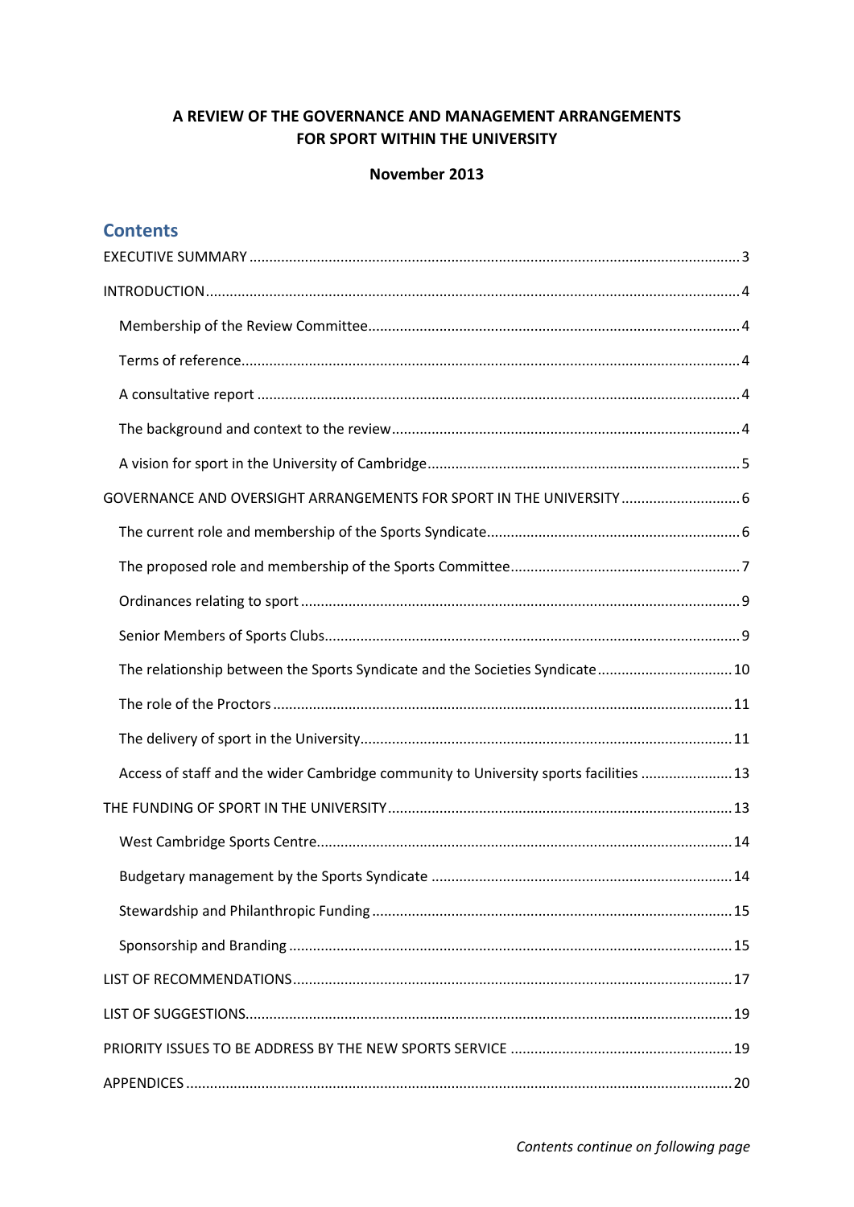**A REVIEW OF THE GOVERNANCE AND MANAGEMENT ARRANGEMENTS FOR SPORT WITHIN THE UNIVERSITY**

**November 2013**

## Contents

EXECUTIVE SUMMARY .......... 3

INTRODUCTION .......... 4

- Membership of the Review Committee .......... 4
- Terms of reference .......... 4
- A consultative report .......... 4
- The background and context to the review .......... 4
- A vision for sport in the University of Cambridge .......... 5

GOVERNANCE AND OVERSIGHT ARRANGEMENTS FOR SPORT IN THE UNIVERSITY .......... 6

- The current role and membership of the Sports Syndicate .......... 6
- The proposed role and membership of the Sports Committee .......... 7
- Ordinances relating to sport .......... 9
- Senior Members of Sports Clubs .......... 9
- The relationship between the Sports Syndicate and the Societies Syndicate .......... 10
- The role of the Proctors .......... 11
- The delivery of sport in the University .......... 11
- Access of staff and the wider Cambridge community to University sports facilities .......... 13

THE FUNDING OF SPORT IN THE UNIVERSITY .......... 13

- West Cambridge Sports Centre .......... 14
- Budgetary management by the Sports Syndicate .......... 14
- Stewardship and Philanthropic Funding .......... 15
- Sponsorship and Branding .......... 15

LIST OF RECOMMENDATIONS .......... 17

LIST OF SUGGESTIONS .......... 19

PRIORITY ISSUES TO BE ADDRESS BY THE NEW SPORTS SERVICE .......... 19

APPENDICES .......... 20

*Contents continue on following page*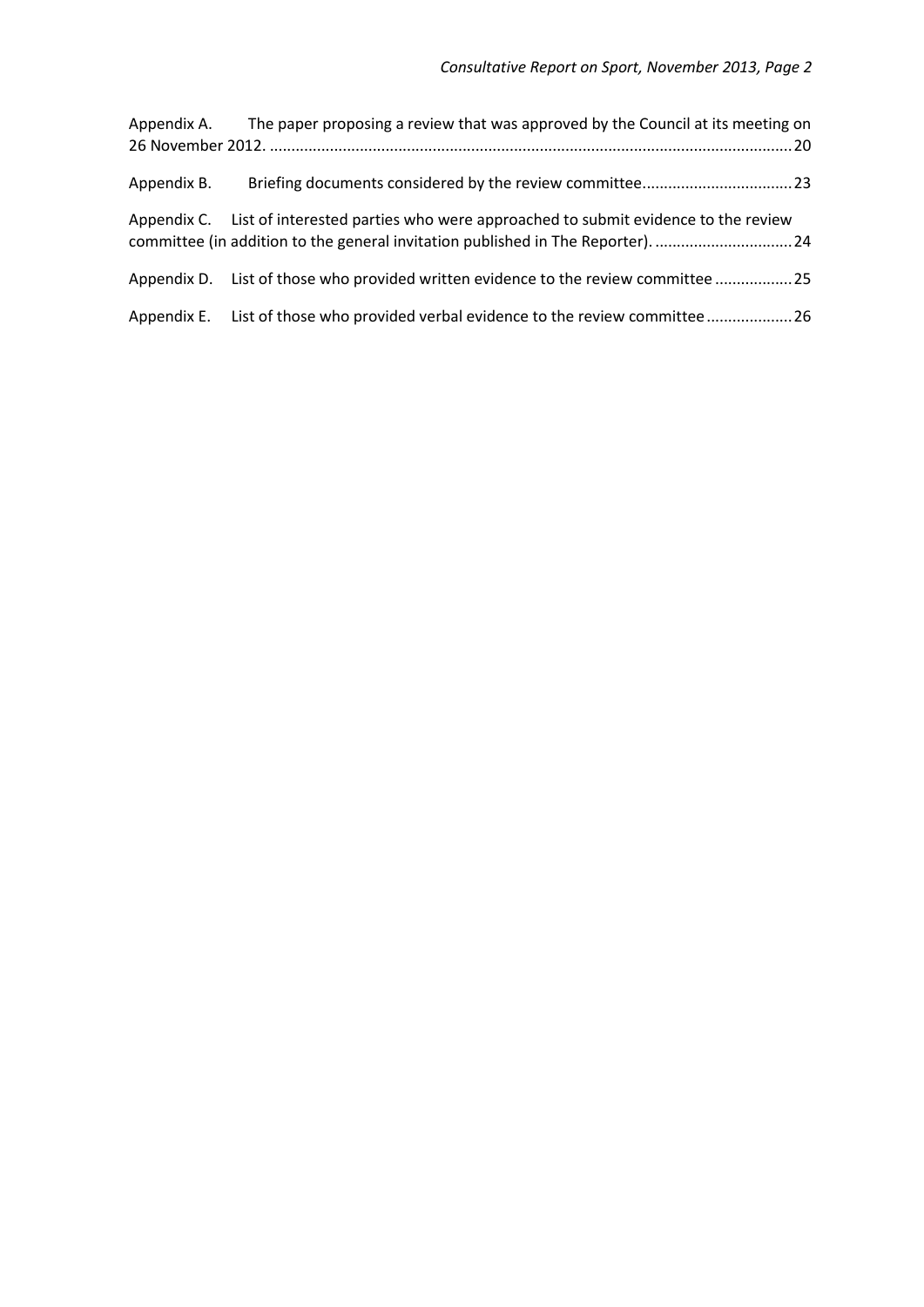Appendix A. The paper proposing a review that was approved by the Council at its meeting on 26 November 2012. .......... 20

Appendix B. Briefing documents considered by the review committee .......... 23

Appendix C. List of interested parties who were approached to submit evidence to the review committee (in addition to the general invitation published in The Reporter). .......... 24

Appendix D. List of those who provided written evidence to the review committee .......... 25

Appendix E. List of those who provided verbal evidence to the review committee .......... 26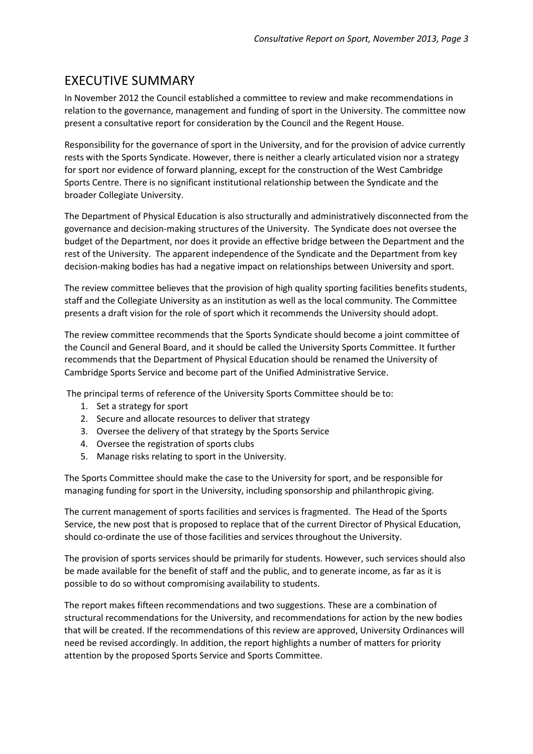# EXECUTIVE SUMMARY

In November 2012 the Council established a committee to review and make recommendations in relation to the governance, management and funding of sport in the University. The committee now present a consultative report for consideration by the Council and the Regent House.

Responsibility for the governance of sport in the University, and for the provision of advice currently rests with the Sports Syndicate. However, there is neither a clearly articulated vision nor a strategy for sport nor evidence of forward planning, except for the construction of the West Cambridge Sports Centre. There is no significant institutional relationship between the Syndicate and the broader Collegiate University.

The Department of Physical Education is also structurally and administratively disconnected from the governance and decision-making structures of the University. The Syndicate does not oversee the budget of the Department, nor does it provide an effective bridge between the Department and the rest of the University. The apparent independence of the Syndicate and the Department from key decision-making bodies has had a negative impact on relationships between University and sport.

The review committee believes that the provision of high quality sporting facilities benefits students, staff and the Collegiate University as an institution as well as the local community. The Committee presents a draft vision for the role of sport which it recommends the University should adopt.

The review committee recommends that the Sports Syndicate should become a joint committee of the Council and General Board, and it should be called the University Sports Committee. It further recommends that the Department of Physical Education should be renamed the University of Cambridge Sports Service and become part of the Unified Administrative Service.

The principal terms of reference of the University Sports Committee should be to:

1. Set a strategy for sport
2. Secure and allocate resources to deliver that strategy
3. Oversee the delivery of that strategy by the Sports Service
4. Oversee the registration of sports clubs
5. Manage risks relating to sport in the University.

The Sports Committee should make the case to the University for sport, and be responsible for managing funding for sport in the University, including sponsorship and philanthropic giving.

The current management of sports facilities and services is fragmented. The Head of the Sports Service, the new post that is proposed to replace that of the current Director of Physical Education, should co-ordinate the use of those facilities and services throughout the University.

The provision of sports services should be primarily for students. However, such services should also be made available for the benefit of staff and the public, and to generate income, as far as it is possible to do so without compromising availability to students.

The report makes fifteen recommendations and two suggestions. These are a combination of structural recommendations for the University, and recommendations for action by the new bodies that will be created. If the recommendations of this review are approved, University Ordinances will need be revised accordingly. In addition, the report highlights a number of matters for priority attention by the proposed Sports Service and Sports Committee.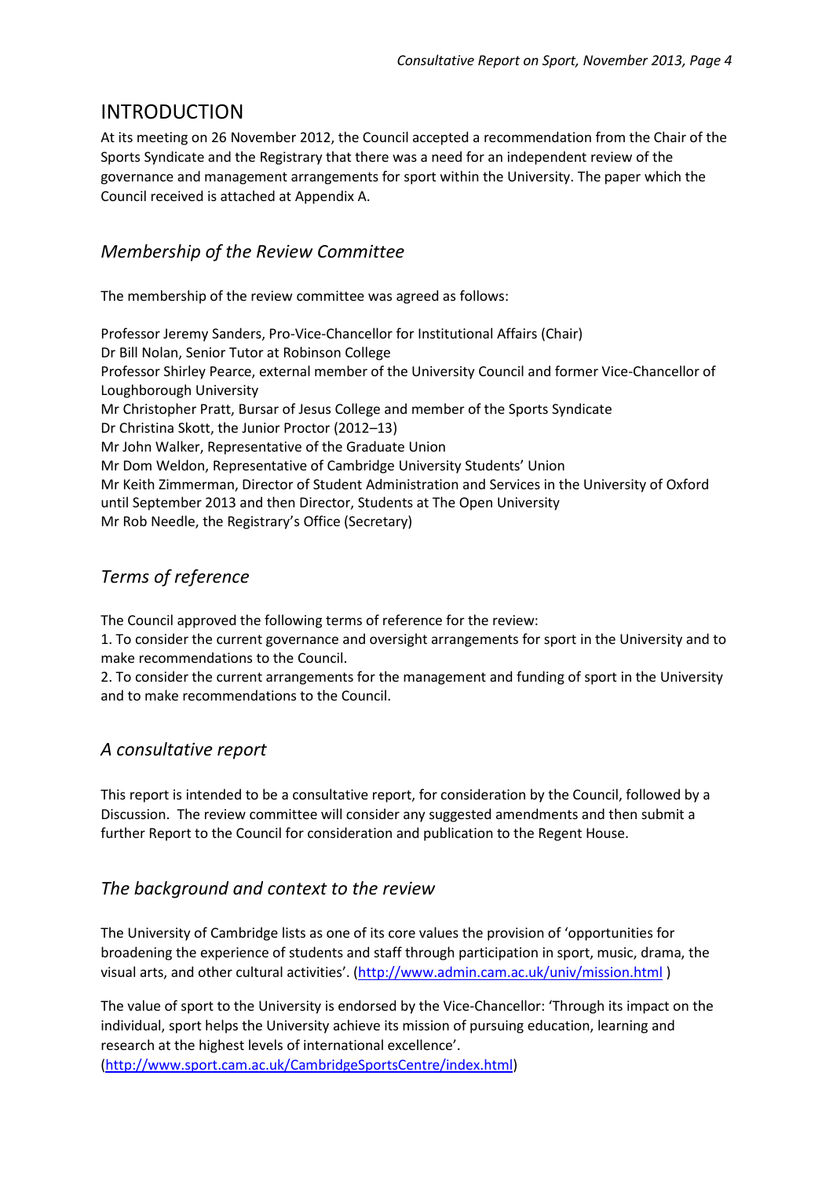# INTRODUCTION

At its meeting on 26 November 2012, the Council accepted a recommendation from the Chair of the Sports Syndicate and the Registrary that there was a need for an independent review of the governance and management arrangements for sport within the University. The paper which the Council received is attached at Appendix A.

## *Membership of the Review Committee*

The membership of the review committee was agreed as follows:

Professor Jeremy Sanders, Pro-Vice-Chancellor for Institutional Affairs (Chair)
Dr Bill Nolan, Senior Tutor at Robinson College
Professor Shirley Pearce, external member of the University Council and former Vice-Chancellor of Loughborough University
Mr Christopher Pratt, Bursar of Jesus College and member of the Sports Syndicate
Dr Christina Skott, the Junior Proctor (2012–13)
Mr John Walker, Representative of the Graduate Union
Mr Dom Weldon, Representative of Cambridge University Students' Union
Mr Keith Zimmerman, Director of Student Administration and Services in the University of Oxford until September 2013 and then Director, Students at The Open University
Mr Rob Needle, the Registrary's Office (Secretary)

## *Terms of reference*

The Council approved the following terms of reference for the review:

1. To consider the current governance and oversight arrangements for sport in the University and to make recommendations to the Council.
2. To consider the current arrangements for the management and funding of sport in the University and to make recommendations to the Council.

## *A consultative report*

This report is intended to be a consultative report, for consideration by the Council, followed by a Discussion. The review committee will consider any suggested amendments and then submit a further Report to the Council for consideration and publication to the Regent House.

## *The background and context to the review*

The University of Cambridge lists as one of its core values the provision of 'opportunities for broadening the experience of students and staff through participation in sport, music, drama, the visual arts, and other cultural activities'. (http://www.admin.cam.ac.uk/univ/mission.html )

The value of sport to the University is endorsed by the Vice-Chancellor: 'Through its impact on the individual, sport helps the University achieve its mission of pursuing education, learning and research at the highest levels of international excellence'. (http://www.sport.cam.ac.uk/CambridgeSportsCentre/index.html)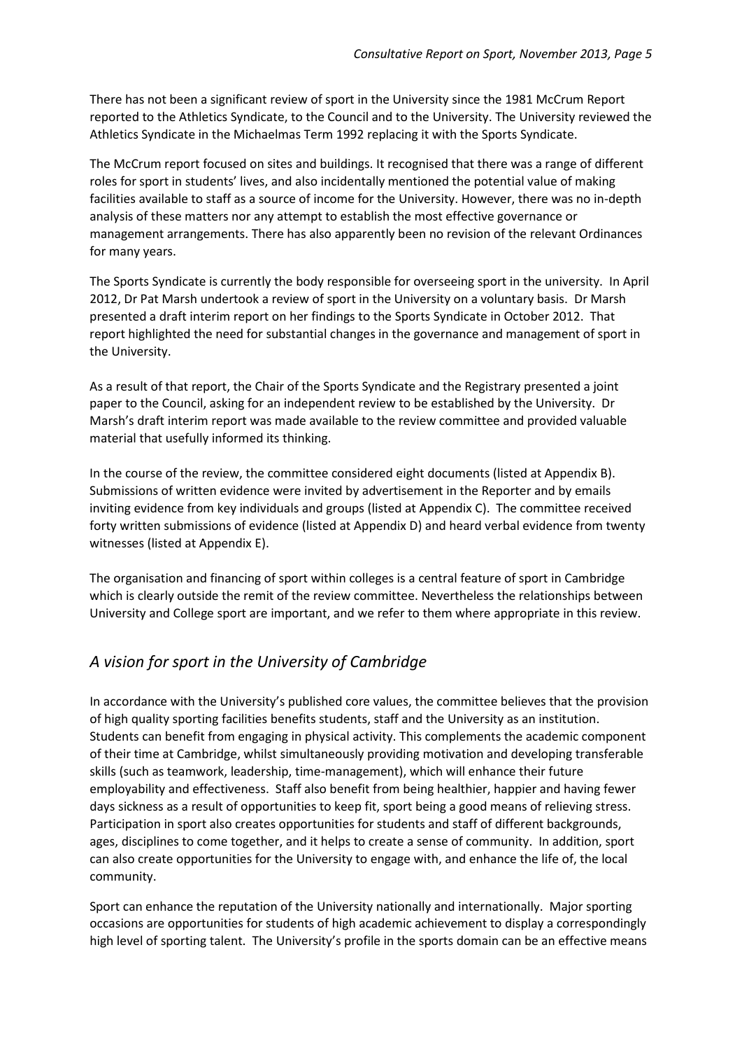There has not been a significant review of sport in the University since the 1981 McCrum Report reported to the Athletics Syndicate, to the Council and to the University. The University reviewed the Athletics Syndicate in the Michaelmas Term 1992 replacing it with the Sports Syndicate.

The McCrum report focused on sites and buildings. It recognised that there was a range of different roles for sport in students' lives, and also incidentally mentioned the potential value of making facilities available to staff as a source of income for the University. However, there was no in-depth analysis of these matters nor any attempt to establish the most effective governance or management arrangements. There has also apparently been no revision of the relevant Ordinances for many years.

The Sports Syndicate is currently the body responsible for overseeing sport in the university. In April 2012, Dr Pat Marsh undertook a review of sport in the University on a voluntary basis. Dr Marsh presented a draft interim report on her findings to the Sports Syndicate in October 2012. That report highlighted the need for substantial changes in the governance and management of sport in the University.

As a result of that report, the Chair of the Sports Syndicate and the Registrary presented a joint paper to the Council, asking for an independent review to be established by the University. Dr Marsh's draft interim report was made available to the review committee and provided valuable material that usefully informed its thinking.

In the course of the review, the committee considered eight documents (listed at Appendix B). Submissions of written evidence were invited by advertisement in the Reporter and by emails inviting evidence from key individuals and groups (listed at Appendix C). The committee received forty written submissions of evidence (listed at Appendix D) and heard verbal evidence from twenty witnesses (listed at Appendix E).

The organisation and financing of sport within colleges is a central feature of sport in Cambridge which is clearly outside the remit of the review committee. Nevertheless the relationships between University and College sport are important, and we refer to them where appropriate in this review.

## *A vision for sport in the University of Cambridge*

In accordance with the University's published core values, the committee believes that the provision of high quality sporting facilities benefits students, staff and the University as an institution. Students can benefit from engaging in physical activity. This complements the academic component of their time at Cambridge, whilst simultaneously providing motivation and developing transferable skills (such as teamwork, leadership, time-management), which will enhance their future employability and effectiveness. Staff also benefit from being healthier, happier and having fewer days sickness as a result of opportunities to keep fit, sport being a good means of relieving stress. Participation in sport also creates opportunities for students and staff of different backgrounds, ages, disciplines to come together, and it helps to create a sense of community. In addition, sport can also create opportunities for the University to engage with, and enhance the life of, the local community.

Sport can enhance the reputation of the University nationally and internationally. Major sporting occasions are opportunities for students of high academic achievement to display a correspondingly high level of sporting talent. The University's profile in the sports domain can be an effective means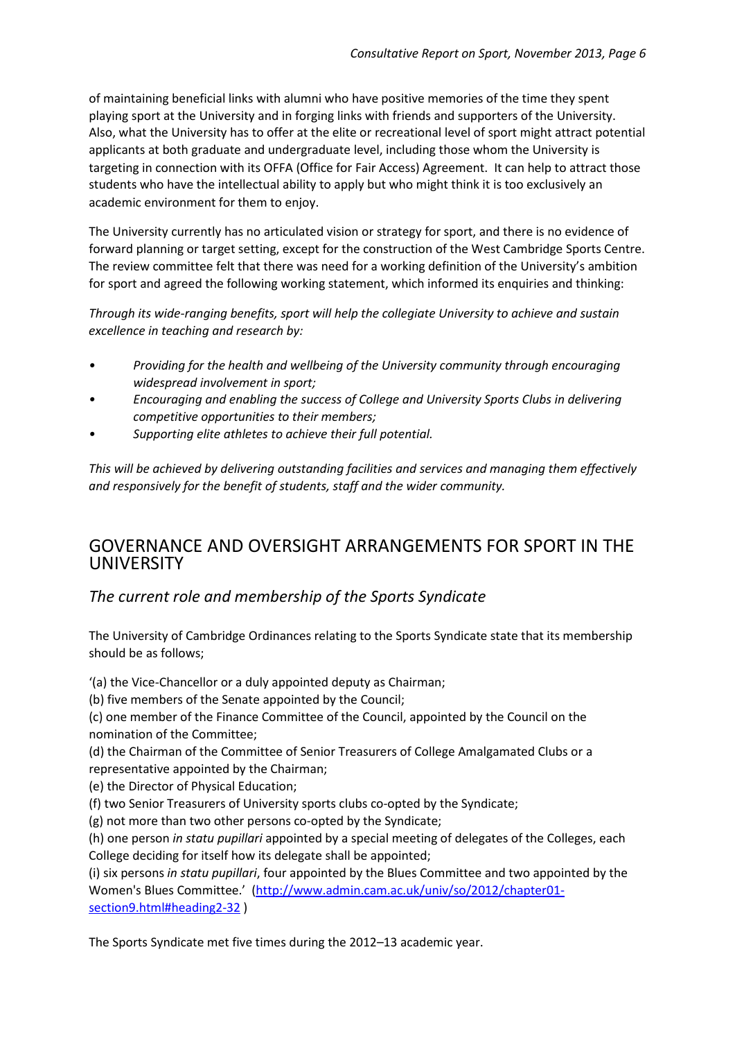of maintaining beneficial links with alumni who have positive memories of the time they spent playing sport at the University and in forging links with friends and supporters of the University. Also, what the University has to offer at the elite or recreational level of sport might attract potential applicants at both graduate and undergraduate level, including those whom the University is targeting in connection with its OFFA (Office for Fair Access) Agreement. It can help to attract those students who have the intellectual ability to apply but who might think it is too exclusively an academic environment for them to enjoy.

The University currently has no articulated vision or strategy for sport, and there is no evidence of forward planning or target setting, except for the construction of the West Cambridge Sports Centre. The review committee felt that there was need for a working definition of the University's ambition for sport and agreed the following working statement, which informed its enquiries and thinking:

*Through its wide-ranging benefits, sport will help the collegiate University to achieve and sustain excellence in teaching and research by:*

- *Providing for the health and wellbeing of the University community through encouraging widespread involvement in sport;*
- *Encouraging and enabling the success of College and University Sports Clubs in delivering competitive opportunities to their members;*
- *Supporting elite athletes to achieve their full potential.*

*This will be achieved by delivering outstanding facilities and services and managing them effectively and responsively for the benefit of students, staff and the wider community.*

# GOVERNANCE AND OVERSIGHT ARRANGEMENTS FOR SPORT IN THE UNIVERSITY

## *The current role and membership of the Sports Syndicate*

The University of Cambridge Ordinances relating to the Sports Syndicate state that its membership should be as follows;

'(a) the Vice-Chancellor or a duly appointed deputy as Chairman;
(b) five members of the Senate appointed by the Council;
(c) one member of the Finance Committee of the Council, appointed by the Council on the nomination of the Committee;
(d) the Chairman of the Committee of Senior Treasurers of College Amalgamated Clubs or a representative appointed by the Chairman;
(e) the Director of Physical Education;
(f) two Senior Treasurers of University sports clubs co-opted by the Syndicate;
(g) not more than two other persons co-opted by the Syndicate;
(h) one person *in statu pupillari* appointed by a special meeting of delegates of the Colleges, each College deciding for itself how its delegate shall be appointed;
(i) six persons *in statu pupillari*, four appointed by the Blues Committee and two appointed by the Women's Blues Committee.' (http://www.admin.cam.ac.uk/univ/so/2012/chapter01-section9.html#heading2-32 )

The Sports Syndicate met five times during the 2012–13 academic year.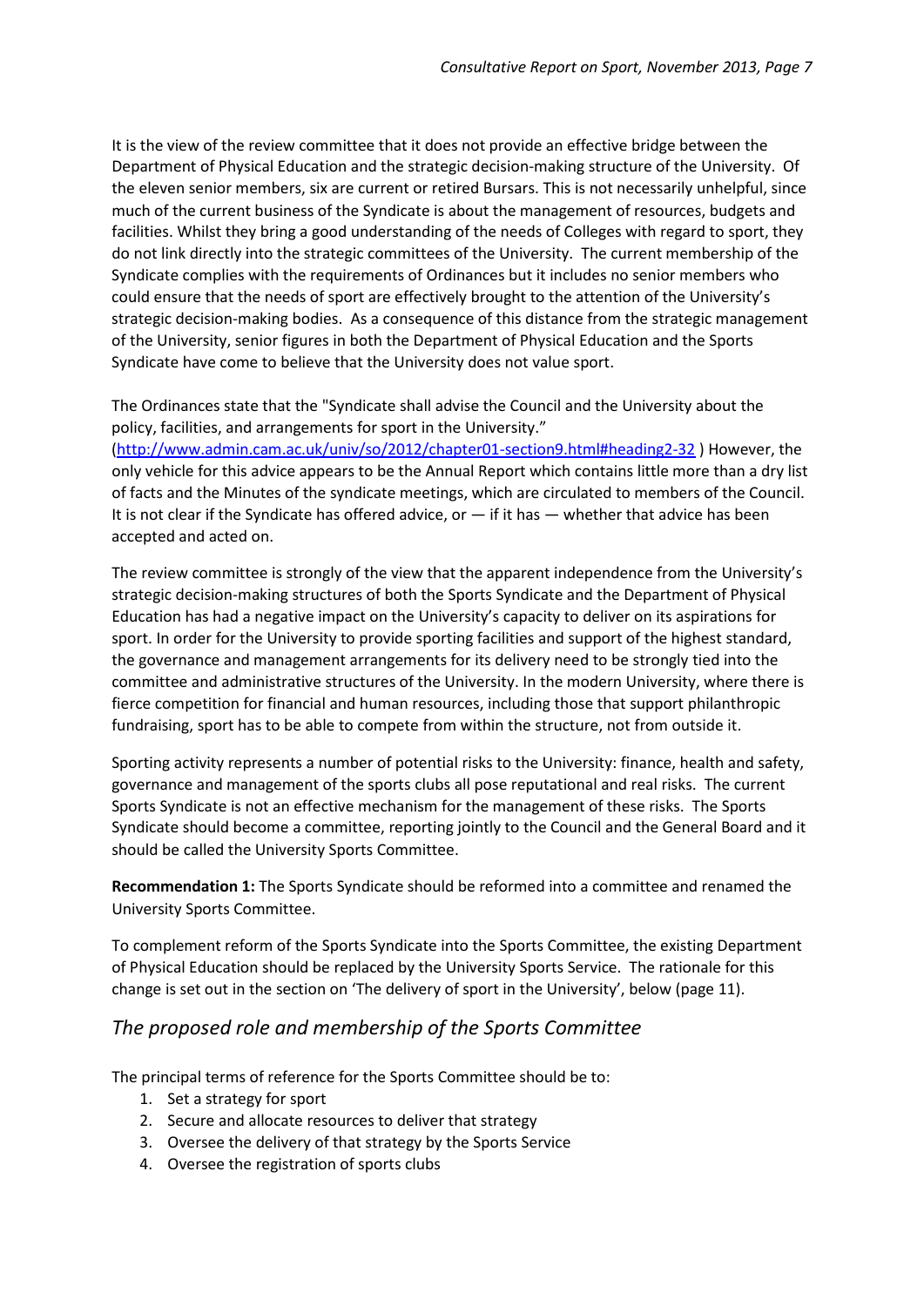It is the view of the review committee that it does not provide an effective bridge between the Department of Physical Education and the strategic decision-making structure of the University. Of the eleven senior members, six are current or retired Bursars. This is not necessarily unhelpful, since much of the current business of the Syndicate is about the management of resources, budgets and facilities. Whilst they bring a good understanding of the needs of Colleges with regard to sport, they do not link directly into the strategic committees of the University. The current membership of the Syndicate complies with the requirements of Ordinances but it includes no senior members who could ensure that the needs of sport are effectively brought to the attention of the University's strategic decision-making bodies. As a consequence of this distance from the strategic management of the University, senior figures in both the Department of Physical Education and the Sports Syndicate have come to believe that the University does not value sport.

The Ordinances state that the "Syndicate shall advise the Council and the University about the policy, facilities, and arrangements for sport in the University." (http://www.admin.cam.ac.uk/univ/so/2012/chapter01-section9.html#heading2-32 ) However, the only vehicle for this advice appears to be the Annual Report which contains little more than a dry list of facts and the Minutes of the syndicate meetings, which are circulated to members of the Council. It is not clear if the Syndicate has offered advice, or — if it has — whether that advice has been accepted and acted on.

The review committee is strongly of the view that the apparent independence from the University's strategic decision-making structures of both the Sports Syndicate and the Department of Physical Education has had a negative impact on the University's capacity to deliver on its aspirations for sport. In order for the University to provide sporting facilities and support of the highest standard, the governance and management arrangements for its delivery need to be strongly tied into the committee and administrative structures of the University. In the modern University, where there is fierce competition for financial and human resources, including those that support philanthropic fundraising, sport has to be able to compete from within the structure, not from outside it.

Sporting activity represents a number of potential risks to the University: finance, health and safety, governance and management of the sports clubs all pose reputational and real risks. The current Sports Syndicate is not an effective mechanism for the management of these risks. The Sports Syndicate should become a committee, reporting jointly to the Council and the General Board and it should be called the University Sports Committee.

**Recommendation 1:** The Sports Syndicate should be reformed into a committee and renamed the University Sports Committee.

To complement reform of the Sports Syndicate into the Sports Committee, the existing Department of Physical Education should be replaced by the University Sports Service. The rationale for this change is set out in the section on 'The delivery of sport in the University', below (page 11).

## *The proposed role and membership of the Sports Committee*

The principal terms of reference for the Sports Committee should be to:

1. Set a strategy for sport
2. Secure and allocate resources to deliver that strategy
3. Oversee the delivery of that strategy by the Sports Service
4. Oversee the registration of sports clubs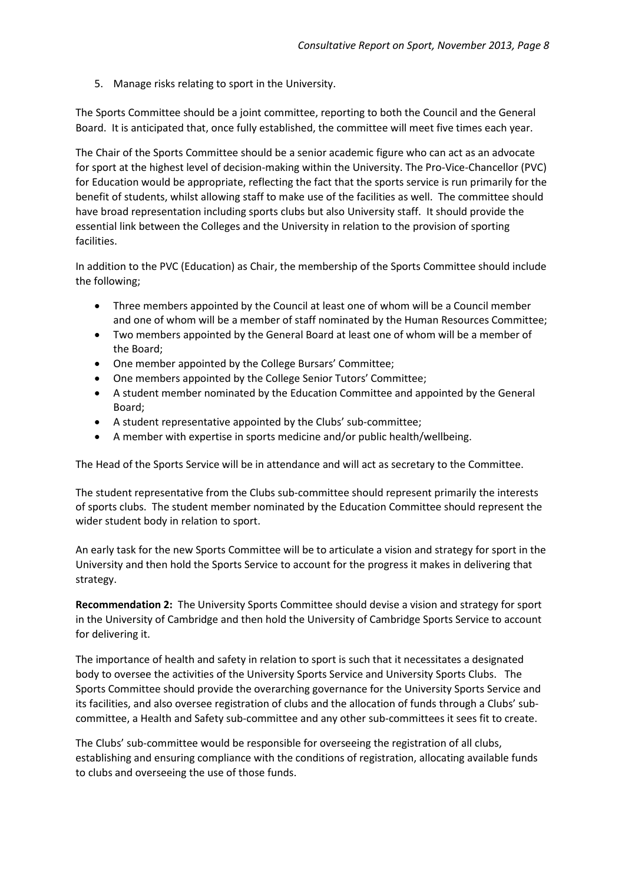5. Manage risks relating to sport in the University.

The Sports Committee should be a joint committee, reporting to both the Council and the General Board. It is anticipated that, once fully established, the committee will meet five times each year.

The Chair of the Sports Committee should be a senior academic figure who can act as an advocate for sport at the highest level of decision-making within the University. The Pro-Vice-Chancellor (PVC) for Education would be appropriate, reflecting the fact that the sports service is run primarily for the benefit of students, whilst allowing staff to make use of the facilities as well. The committee should have broad representation including sports clubs but also University staff. It should provide the essential link between the Colleges and the University in relation to the provision of sporting facilities.

In addition to the PVC (Education) as Chair, the membership of the Sports Committee should include the following;

- Three members appointed by the Council at least one of whom will be a Council member and one of whom will be a member of staff nominated by the Human Resources Committee;
- Two members appointed by the General Board at least one of whom will be a member of the Board;
- One member appointed by the College Bursars' Committee;
- One members appointed by the College Senior Tutors' Committee;
- A student member nominated by the Education Committee and appointed by the General Board;
- A student representative appointed by the Clubs' sub-committee;
- A member with expertise in sports medicine and/or public health/wellbeing.

The Head of the Sports Service will be in attendance and will act as secretary to the Committee.

The student representative from the Clubs sub-committee should represent primarily the interests of sports clubs. The student member nominated by the Education Committee should represent the wider student body in relation to sport.

An early task for the new Sports Committee will be to articulate a vision and strategy for sport in the University and then hold the Sports Service to account for the progress it makes in delivering that strategy.

**Recommendation 2:** The University Sports Committee should devise a vision and strategy for sport in the University of Cambridge and then hold the University of Cambridge Sports Service to account for delivering it.

The importance of health and safety in relation to sport is such that it necessitates a designated body to oversee the activities of the University Sports Service and University Sports Clubs. The Sports Committee should provide the overarching governance for the University Sports Service and its facilities, and also oversee registration of clubs and the allocation of funds through a Clubs' sub-committee, a Health and Safety sub-committee and any other sub-committees it sees fit to create.

The Clubs' sub-committee would be responsible for overseeing the registration of all clubs, establishing and ensuring compliance with the conditions of registration, allocating available funds to clubs and overseeing the use of those funds.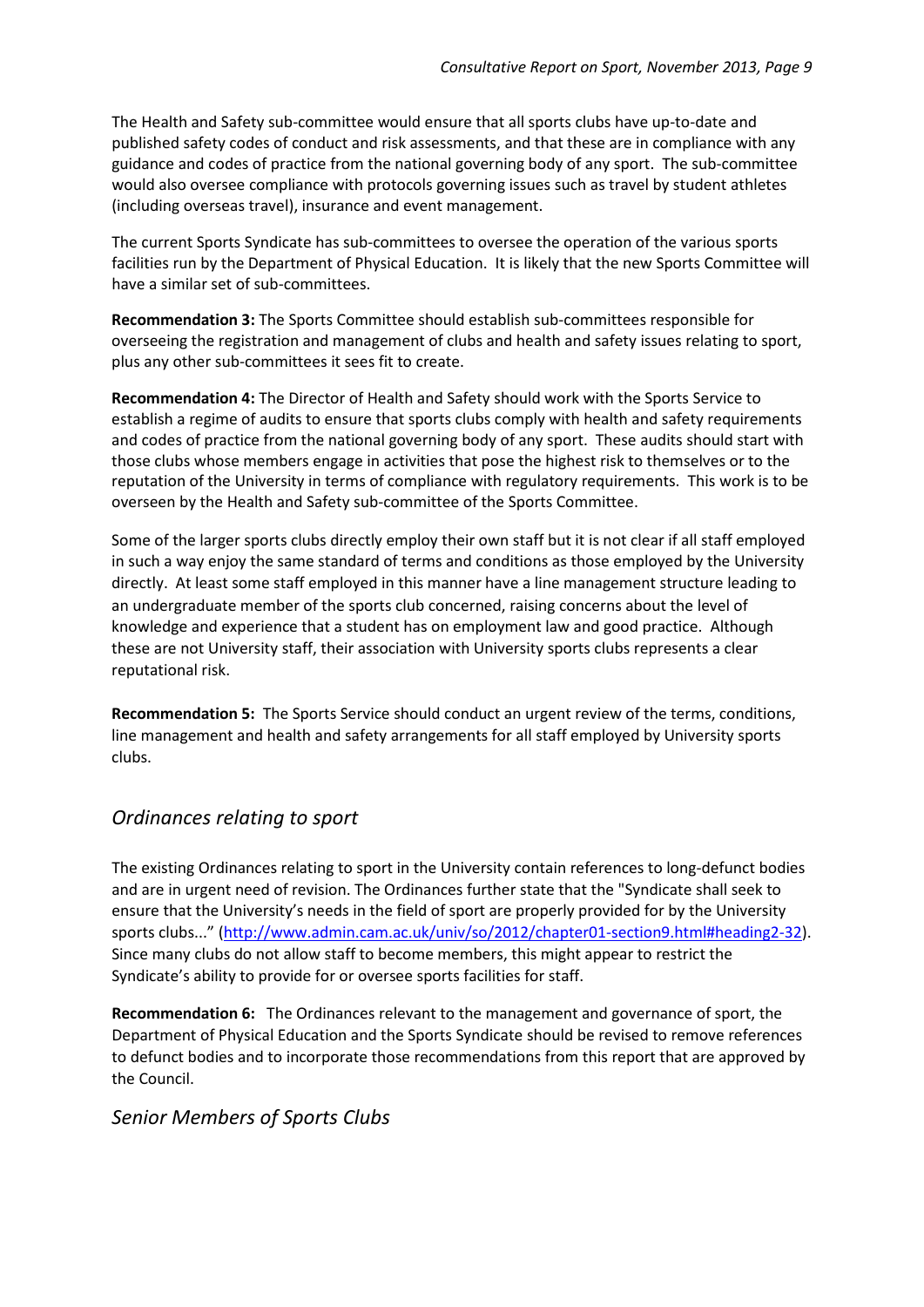The Health and Safety sub-committee would ensure that all sports clubs have up-to-date and published safety codes of conduct and risk assessments, and that these are in compliance with any guidance and codes of practice from the national governing body of any sport. The sub-committee would also oversee compliance with protocols governing issues such as travel by student athletes (including overseas travel), insurance and event management.

The current Sports Syndicate has sub-committees to oversee the operation of the various sports facilities run by the Department of Physical Education. It is likely that the new Sports Committee will have a similar set of sub-committees.

**Recommendation 3:** The Sports Committee should establish sub-committees responsible for overseeing the registration and management of clubs and health and safety issues relating to sport, plus any other sub-committees it sees fit to create.

**Recommendation 4:** The Director of Health and Safety should work with the Sports Service to establish a regime of audits to ensure that sports clubs comply with health and safety requirements and codes of practice from the national governing body of any sport. These audits should start with those clubs whose members engage in activities that pose the highest risk to themselves or to the reputation of the University in terms of compliance with regulatory requirements. This work is to be overseen by the Health and Safety sub-committee of the Sports Committee.

Some of the larger sports clubs directly employ their own staff but it is not clear if all staff employed in such a way enjoy the same standard of terms and conditions as those employed by the University directly. At least some staff employed in this manner have a line management structure leading to an undergraduate member of the sports club concerned, raising concerns about the level of knowledge and experience that a student has on employment law and good practice. Although these are not University staff, their association with University sports clubs represents a clear reputational risk.

**Recommendation 5:** The Sports Service should conduct an urgent review of the terms, conditions, line management and health and safety arrangements for all staff employed by University sports clubs.

## *Ordinances relating to sport*

The existing Ordinances relating to sport in the University contain references to long-defunct bodies and are in urgent need of revision. The Ordinances further state that the "Syndicate shall seek to ensure that the University's needs in the field of sport are properly provided for by the University sports clubs..." (http://www.admin.cam.ac.uk/univ/so/2012/chapter01-section9.html#heading2-32). Since many clubs do not allow staff to become members, this might appear to restrict the Syndicate's ability to provide for or oversee sports facilities for staff.

**Recommendation 6:** The Ordinances relevant to the management and governance of sport, the Department of Physical Education and the Sports Syndicate should be revised to remove references to defunct bodies and to incorporate those recommendations from this report that are approved by the Council.

## *Senior Members of Sports Clubs*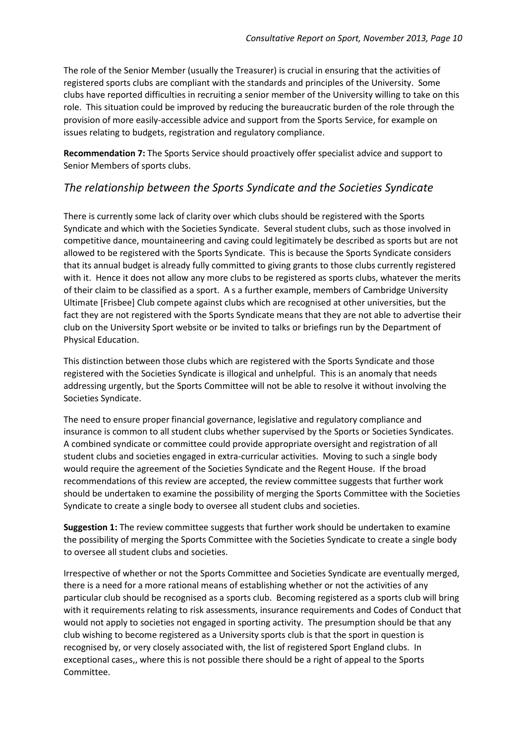The role of the Senior Member (usually the Treasurer) is crucial in ensuring that the activities of registered sports clubs are compliant with the standards and principles of the University. Some clubs have reported difficulties in recruiting a senior member of the University willing to take on this role. This situation could be improved by reducing the bureaucratic burden of the role through the provision of more easily-accessible advice and support from the Sports Service, for example on issues relating to budgets, registration and regulatory compliance.

**Recommendation 7:** The Sports Service should proactively offer specialist advice and support to Senior Members of sports clubs.

## *The relationship between the Sports Syndicate and the Societies Syndicate*

There is currently some lack of clarity over which clubs should be registered with the Sports Syndicate and which with the Societies Syndicate. Several student clubs, such as those involved in competitive dance, mountaineering and caving could legitimately be described as sports but are not allowed to be registered with the Sports Syndicate. This is because the Sports Syndicate considers that its annual budget is already fully committed to giving grants to those clubs currently registered with it. Hence it does not allow any more clubs to be registered as sports clubs, whatever the merits of their claim to be classified as a sport. A s a further example, members of Cambridge University Ultimate [Frisbee] Club compete against clubs which are recognised at other universities, but the fact they are not registered with the Sports Syndicate means that they are not able to advertise their club on the University Sport website or be invited to talks or briefings run by the Department of Physical Education.

This distinction between those clubs which are registered with the Sports Syndicate and those registered with the Societies Syndicate is illogical and unhelpful. This is an anomaly that needs addressing urgently, but the Sports Committee will not be able to resolve it without involving the Societies Syndicate.

The need to ensure proper financial governance, legislative and regulatory compliance and insurance is common to all student clubs whether supervised by the Sports or Societies Syndicates. A combined syndicate or committee could provide appropriate oversight and registration of all student clubs and societies engaged in extra-curricular activities. Moving to such a single body would require the agreement of the Societies Syndicate and the Regent House. If the broad recommendations of this review are accepted, the review committee suggests that further work should be undertaken to examine the possibility of merging the Sports Committee with the Societies Syndicate to create a single body to oversee all student clubs and societies.

**Suggestion 1:** The review committee suggests that further work should be undertaken to examine the possibility of merging the Sports Committee with the Societies Syndicate to create a single body to oversee all student clubs and societies.

Irrespective of whether or not the Sports Committee and Societies Syndicate are eventually merged, there is a need for a more rational means of establishing whether or not the activities of any particular club should be recognised as a sports club. Becoming registered as a sports club will bring with it requirements relating to risk assessments, insurance requirements and Codes of Conduct that would not apply to societies not engaged in sporting activity. The presumption should be that any club wishing to become registered as a University sports club is that the sport in question is recognised by, or very closely associated with, the list of registered Sport England clubs. In exceptional cases,, where this is not possible there should be a right of appeal to the Sports Committee.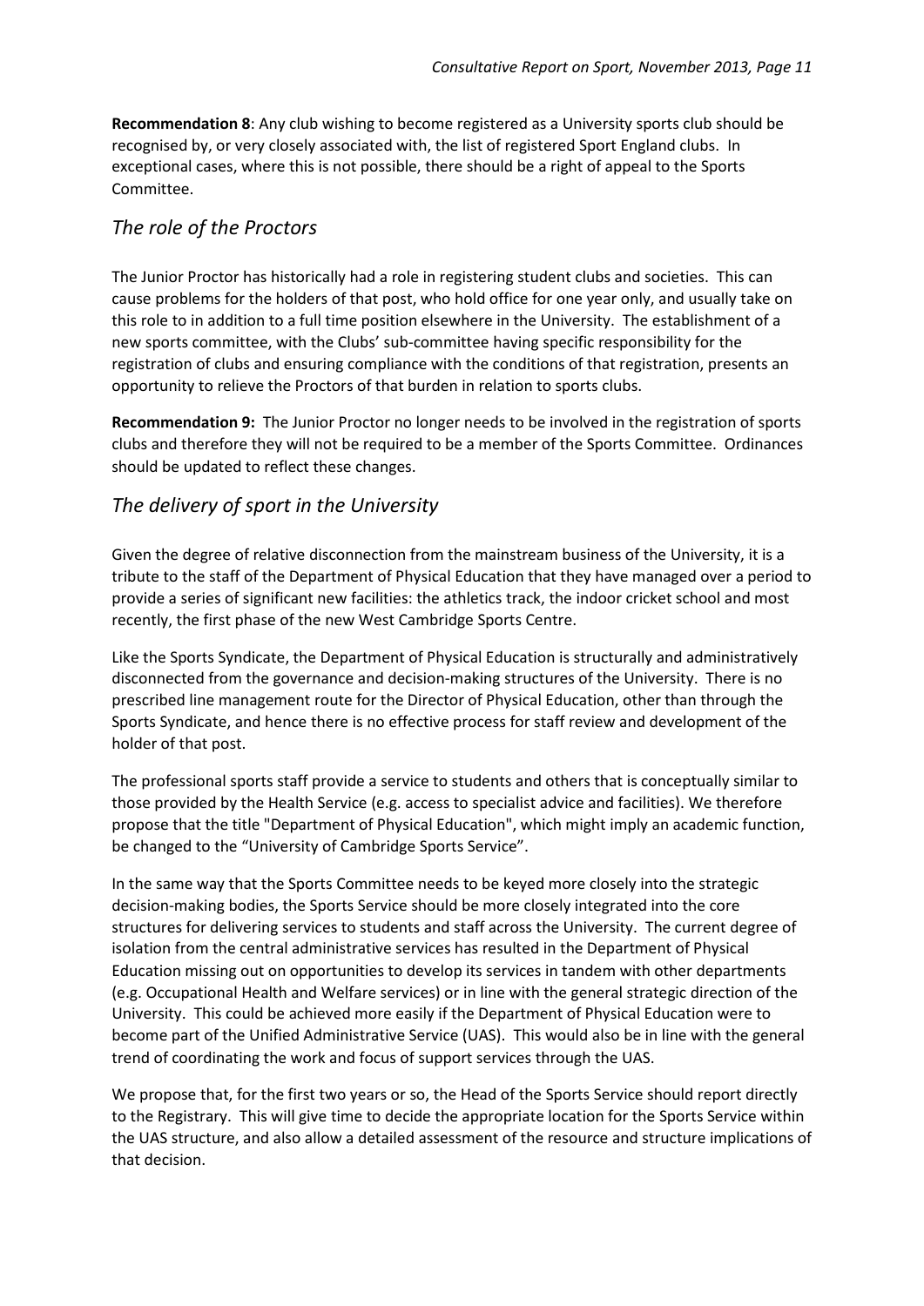**Recommendation 8**: Any club wishing to become registered as a University sports club should be recognised by, or very closely associated with, the list of registered Sport England clubs. In exceptional cases, where this is not possible, there should be a right of appeal to the Sports Committee.

## *The role of the Proctors*

The Junior Proctor has historically had a role in registering student clubs and societies. This can cause problems for the holders of that post, who hold office for one year only, and usually take on this role to in addition to a full time position elsewhere in the University. The establishment of a new sports committee, with the Clubs' sub-committee having specific responsibility for the registration of clubs and ensuring compliance with the conditions of that registration, presents an opportunity to relieve the Proctors of that burden in relation to sports clubs.

**Recommendation 9:** The Junior Proctor no longer needs to be involved in the registration of sports clubs and therefore they will not be required to be a member of the Sports Committee. Ordinances should be updated to reflect these changes.

## *The delivery of sport in the University*

Given the degree of relative disconnection from the mainstream business of the University, it is a tribute to the staff of the Department of Physical Education that they have managed over a period to provide a series of significant new facilities: the athletics track, the indoor cricket school and most recently, the first phase of the new West Cambridge Sports Centre.

Like the Sports Syndicate, the Department of Physical Education is structurally and administratively disconnected from the governance and decision-making structures of the University. There is no prescribed line management route for the Director of Physical Education, other than through the Sports Syndicate, and hence there is no effective process for staff review and development of the holder of that post.

The professional sports staff provide a service to students and others that is conceptually similar to those provided by the Health Service (e.g. access to specialist advice and facilities). We therefore propose that the title "Department of Physical Education", which might imply an academic function, be changed to the "University of Cambridge Sports Service".

In the same way that the Sports Committee needs to be keyed more closely into the strategic decision-making bodies, the Sports Service should be more closely integrated into the core structures for delivering services to students and staff across the University. The current degree of isolation from the central administrative services has resulted in the Department of Physical Education missing out on opportunities to develop its services in tandem with other departments (e.g. Occupational Health and Welfare services) or in line with the general strategic direction of the University. This could be achieved more easily if the Department of Physical Education were to become part of the Unified Administrative Service (UAS). This would also be in line with the general trend of coordinating the work and focus of support services through the UAS.

We propose that, for the first two years or so, the Head of the Sports Service should report directly to the Registrary. This will give time to decide the appropriate location for the Sports Service within the UAS structure, and also allow a detailed assessment of the resource and structure implications of that decision.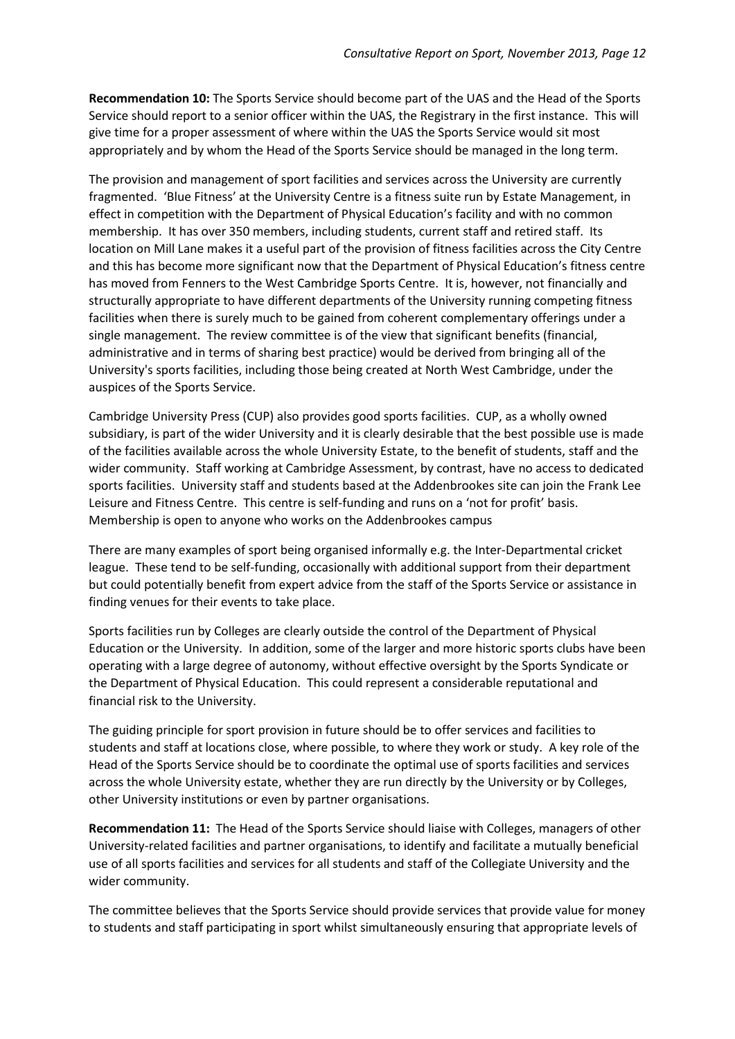**Recommendation 10:** The Sports Service should become part of the UAS and the Head of the Sports Service should report to a senior officer within the UAS, the Registrary in the first instance. This will give time for a proper assessment of where within the UAS the Sports Service would sit most appropriately and by whom the Head of the Sports Service should be managed in the long term.

The provision and management of sport facilities and services across the University are currently fragmented. 'Blue Fitness' at the University Centre is a fitness suite run by Estate Management, in effect in competition with the Department of Physical Education's facility and with no common membership. It has over 350 members, including students, current staff and retired staff. Its location on Mill Lane makes it a useful part of the provision of fitness facilities across the City Centre and this has become more significant now that the Department of Physical Education's fitness centre has moved from Fenners to the West Cambridge Sports Centre. It is, however, not financially and structurally appropriate to have different departments of the University running competing fitness facilities when there is surely much to be gained from coherent complementary offerings under a single management. The review committee is of the view that significant benefits (financial, administrative and in terms of sharing best practice) would be derived from bringing all of the University's sports facilities, including those being created at North West Cambridge, under the auspices of the Sports Service.

Cambridge University Press (CUP) also provides good sports facilities. CUP, as a wholly owned subsidiary, is part of the wider University and it is clearly desirable that the best possible use is made of the facilities available across the whole University Estate, to the benefit of students, staff and the wider community. Staff working at Cambridge Assessment, by contrast, have no access to dedicated sports facilities. University staff and students based at the Addenbrookes site can join the Frank Lee Leisure and Fitness Centre. This centre is self-funding and runs on a 'not for profit' basis. Membership is open to anyone who works on the Addenbrookes campus

There are many examples of sport being organised informally e.g. the Inter-Departmental cricket league. These tend to be self-funding, occasionally with additional support from their department but could potentially benefit from expert advice from the staff of the Sports Service or assistance in finding venues for their events to take place.

Sports facilities run by Colleges are clearly outside the control of the Department of Physical Education or the University. In addition, some of the larger and more historic sports clubs have been operating with a large degree of autonomy, without effective oversight by the Sports Syndicate or the Department of Physical Education. This could represent a considerable reputational and financial risk to the University.

The guiding principle for sport provision in future should be to offer services and facilities to students and staff at locations close, where possible, to where they work or study. A key role of the Head of the Sports Service should be to coordinate the optimal use of sports facilities and services across the whole University estate, whether they are run directly by the University or by Colleges, other University institutions or even by partner organisations.

**Recommendation 11:** The Head of the Sports Service should liaise with Colleges, managers of other University-related facilities and partner organisations, to identify and facilitate a mutually beneficial use of all sports facilities and services for all students and staff of the Collegiate University and the wider community.

The committee believes that the Sports Service should provide services that provide value for money to students and staff participating in sport whilst simultaneously ensuring that appropriate levels of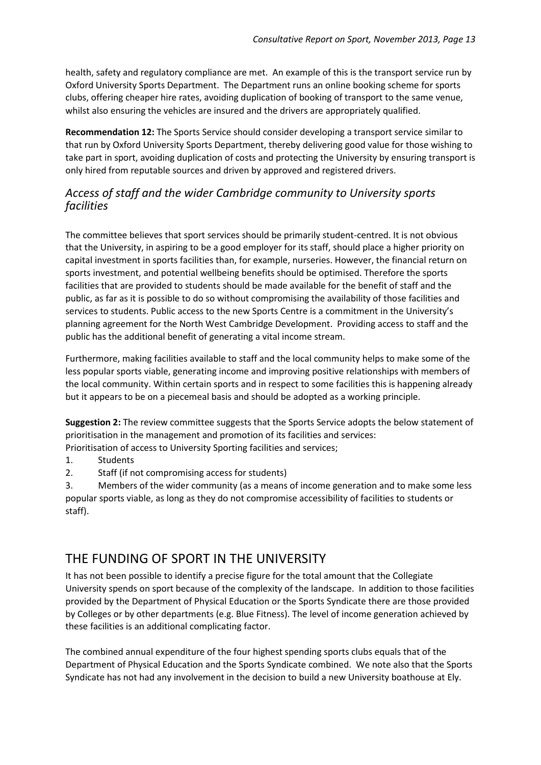health, safety and regulatory compliance are met. An example of this is the transport service run by Oxford University Sports Department. The Department runs an online booking scheme for sports clubs, offering cheaper hire rates, avoiding duplication of booking of transport to the same venue, whilst also ensuring the vehicles are insured and the drivers are appropriately qualified.

**Recommendation 12:** The Sports Service should consider developing a transport service similar to that run by Oxford University Sports Department, thereby delivering good value for those wishing to take part in sport, avoiding duplication of costs and protecting the University by ensuring transport is only hired from reputable sources and driven by approved and registered drivers.

### *Access of staff and the wider Cambridge community to University sports facilities*

The committee believes that sport services should be primarily student-centred. It is not obvious that the University, in aspiring to be a good employer for its staff, should place a higher priority on capital investment in sports facilities than, for example, nurseries. However, the financial return on sports investment, and potential wellbeing benefits should be optimised. Therefore the sports facilities that are provided to students should be made available for the benefit of staff and the public, as far as it is possible to do so without compromising the availability of those facilities and services to students. Public access to the new Sports Centre is a commitment in the University's planning agreement for the North West Cambridge Development. Providing access to staff and the public has the additional benefit of generating a vital income stream.

Furthermore, making facilities available to staff and the local community helps to make some of the less popular sports viable, generating income and improving positive relationships with members of the local community. Within certain sports and in respect to some facilities this is happening already but it appears to be on a piecemeal basis and should be adopted as a working principle.

**Suggestion 2:** The review committee suggests that the Sports Service adopts the below statement of prioritisation in the management and promotion of its facilities and services:
Prioritisation of access to University Sporting facilities and services;

1. Students
2. Staff (if not compromising access for students)
3. Members of the wider community (as a means of income generation and to make some less popular sports viable, as long as they do not compromise accessibility of facilities to students or staff).

## THE FUNDING OF SPORT IN THE UNIVERSITY

It has not been possible to identify a precise figure for the total amount that the Collegiate University spends on sport because of the complexity of the landscape. In addition to those facilities provided by the Department of Physical Education or the Sports Syndicate there are those provided by Colleges or by other departments (e.g. Blue Fitness). The level of income generation achieved by these facilities is an additional complicating factor.

The combined annual expenditure of the four highest spending sports clubs equals that of the Department of Physical Education and the Sports Syndicate combined. We note also that the Sports Syndicate has not had any involvement in the decision to build a new University boathouse at Ely.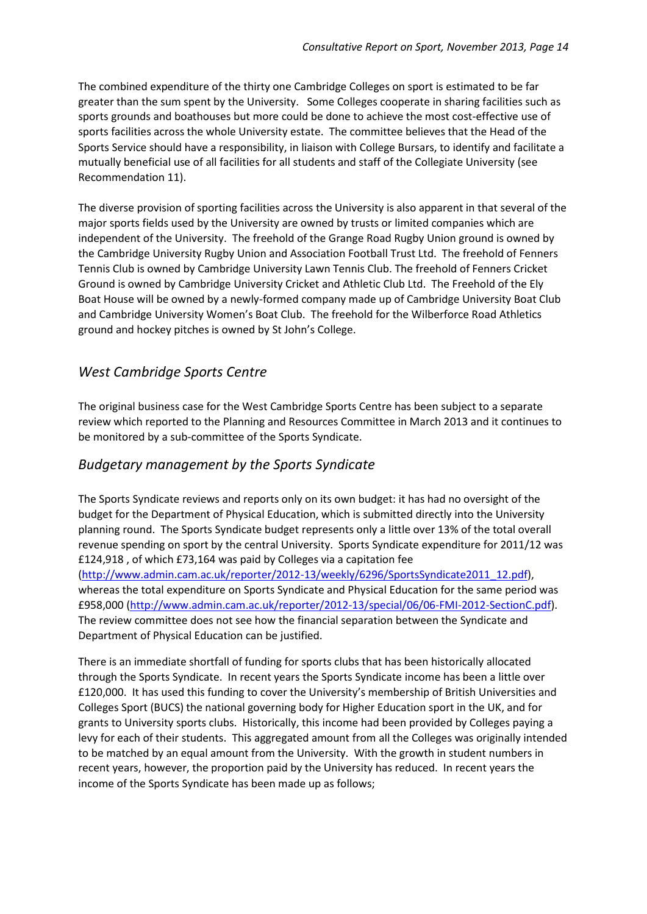The combined expenditure of the thirty one Cambridge Colleges on sport is estimated to be far greater than the sum spent by the University. Some Colleges cooperate in sharing facilities such as sports grounds and boathouses but more could be done to achieve the most cost-effective use of sports facilities across the whole University estate. The committee believes that the Head of the Sports Service should have a responsibility, in liaison with College Bursars, to identify and facilitate a mutually beneficial use of all facilities for all students and staff of the Collegiate University (see Recommendation 11).

The diverse provision of sporting facilities across the University is also apparent in that several of the major sports fields used by the University are owned by trusts or limited companies which are independent of the University. The freehold of the Grange Road Rugby Union ground is owned by the Cambridge University Rugby Union and Association Football Trust Ltd. The freehold of Fenners Tennis Club is owned by Cambridge University Lawn Tennis Club. The freehold of Fenners Cricket Ground is owned by Cambridge University Cricket and Athletic Club Ltd. The Freehold of the Ely Boat House will be owned by a newly-formed company made up of Cambridge University Boat Club and Cambridge University Women's Boat Club. The freehold for the Wilberforce Road Athletics ground and hockey pitches is owned by St John's College.

## *West Cambridge Sports Centre*

The original business case for the West Cambridge Sports Centre has been subject to a separate review which reported to the Planning and Resources Committee in March 2013 and it continues to be monitored by a sub-committee of the Sports Syndicate.

## *Budgetary management by the Sports Syndicate*

The Sports Syndicate reviews and reports only on its own budget: it has had no oversight of the budget for the Department of Physical Education, which is submitted directly into the University planning round. The Sports Syndicate budget represents only a little over 13% of the total overall revenue spending on sport by the central University. Sports Syndicate expenditure for 2011/12 was £124,918 , of which £73,164 was paid by Colleges via a capitation fee (http://www.admin.cam.ac.uk/reporter/2012-13/weekly/6296/SportsSyndicate2011_12.pdf), whereas the total expenditure on Sports Syndicate and Physical Education for the same period was £958,000 (http://www.admin.cam.ac.uk/reporter/2012-13/special/06/06-FMI-2012-SectionC.pdf). The review committee does not see how the financial separation between the Syndicate and Department of Physical Education can be justified.

There is an immediate shortfall of funding for sports clubs that has been historically allocated through the Sports Syndicate. In recent years the Sports Syndicate income has been a little over £120,000. It has used this funding to cover the University's membership of British Universities and Colleges Sport (BUCS) the national governing body for Higher Education sport in the UK, and for grants to University sports clubs. Historically, this income had been provided by Colleges paying a levy for each of their students. This aggregated amount from all the Colleges was originally intended to be matched by an equal amount from the University. With the growth in student numbers in recent years, however, the proportion paid by the University has reduced. In recent years the income of the Sports Syndicate has been made up as follows;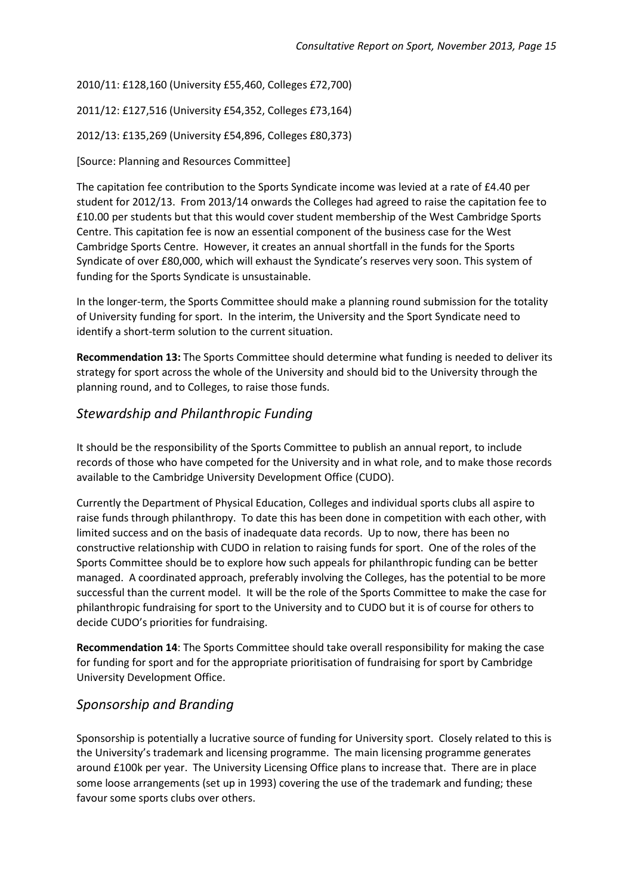2010/11: £128,160 (University £55,460, Colleges £72,700)

2011/12: £127,516 (University £54,352, Colleges £73,164)

2012/13: £135,269 (University £54,896, Colleges £80,373)

[Source: Planning and Resources Committee]

The capitation fee contribution to the Sports Syndicate income was levied at a rate of £4.40 per student for 2012/13. From 2013/14 onwards the Colleges had agreed to raise the capitation fee to £10.00 per students but that this would cover student membership of the West Cambridge Sports Centre. This capitation fee is now an essential component of the business case for the West Cambridge Sports Centre. However, it creates an annual shortfall in the funds for the Sports Syndicate of over £80,000, which will exhaust the Syndicate's reserves very soon. This system of funding for the Sports Syndicate is unsustainable.

In the longer-term, the Sports Committee should make a planning round submission for the totality of University funding for sport. In the interim, the University and the Sport Syndicate need to identify a short-term solution to the current situation.

**Recommendation 13:** The Sports Committee should determine what funding is needed to deliver its strategy for sport across the whole of the University and should bid to the University through the planning round, and to Colleges, to raise those funds.

## *Stewardship and Philanthropic Funding*

It should be the responsibility of the Sports Committee to publish an annual report, to include records of those who have competed for the University and in what role, and to make those records available to the Cambridge University Development Office (CUDO).

Currently the Department of Physical Education, Colleges and individual sports clubs all aspire to raise funds through philanthropy. To date this has been done in competition with each other, with limited success and on the basis of inadequate data records. Up to now, there has been no constructive relationship with CUDO in relation to raising funds for sport. One of the roles of the Sports Committee should be to explore how such appeals for philanthropic funding can be better managed. A coordinated approach, preferably involving the Colleges, has the potential to be more successful than the current model. It will be the role of the Sports Committee to make the case for philanthropic fundraising for sport to the University and to CUDO but it is of course for others to decide CUDO's priorities for fundraising.

**Recommendation 14**: The Sports Committee should take overall responsibility for making the case for funding for sport and for the appropriate prioritisation of fundraising for sport by Cambridge University Development Office.

## *Sponsorship and Branding*

Sponsorship is potentially a lucrative source of funding for University sport. Closely related to this is the University's trademark and licensing programme. The main licensing programme generates around £100k per year. The University Licensing Office plans to increase that. There are in place some loose arrangements (set up in 1993) covering the use of the trademark and funding; these favour some sports clubs over others.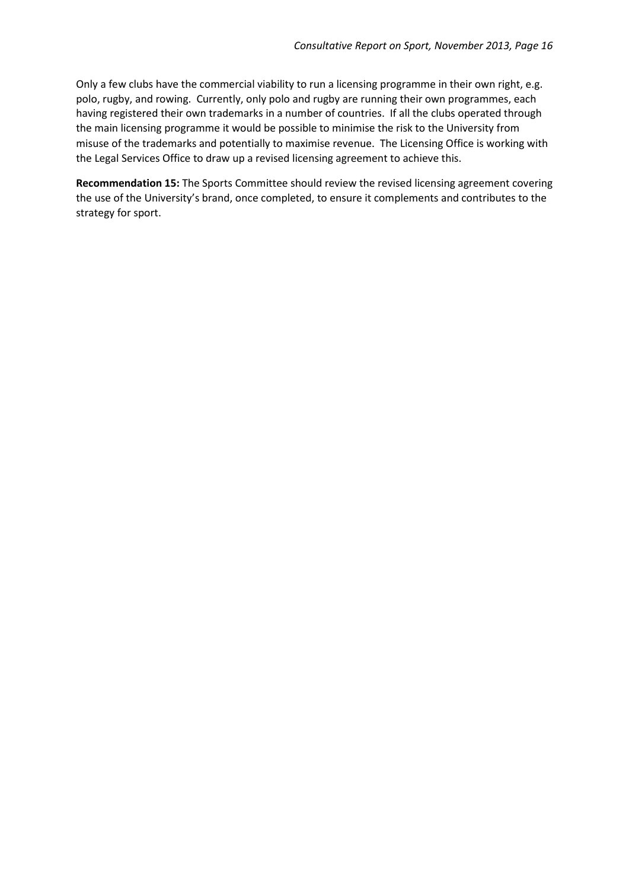Only a few clubs have the commercial viability to run a licensing programme in their own right, e.g. polo, rugby, and rowing. Currently, only polo and rugby are running their own programmes, each having registered their own trademarks in a number of countries. If all the clubs operated through the main licensing programme it would be possible to minimise the risk to the University from misuse of the trademarks and potentially to maximise revenue. The Licensing Office is working with the Legal Services Office to draw up a revised licensing agreement to achieve this.

**Recommendation 15:** The Sports Committee should review the revised licensing agreement covering the use of the University's brand, once completed, to ensure it complements and contributes to the strategy for sport.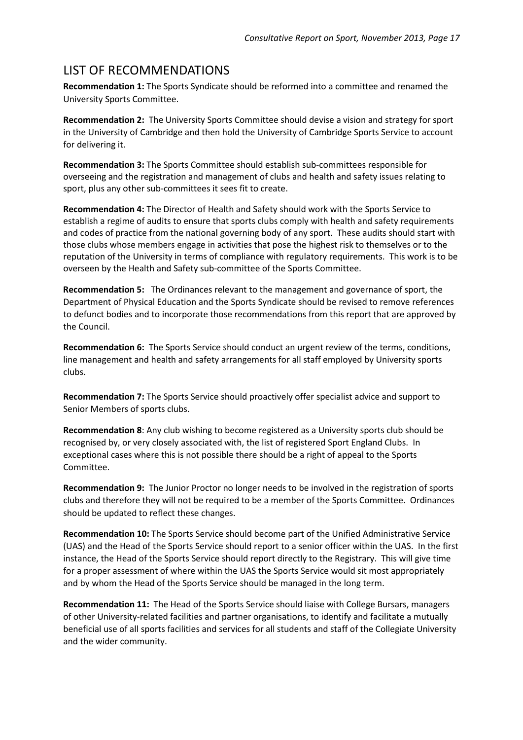## LIST OF RECOMMENDATIONS

**Recommendation 1:** The Sports Syndicate should be reformed into a committee and renamed the University Sports Committee.

**Recommendation 2:** The University Sports Committee should devise a vision and strategy for sport in the University of Cambridge and then hold the University of Cambridge Sports Service to account for delivering it.

**Recommendation 3:** The Sports Committee should establish sub-committees responsible for overseeing and the registration and management of clubs and health and safety issues relating to sport, plus any other sub-committees it sees fit to create.

**Recommendation 4:** The Director of Health and Safety should work with the Sports Service to establish a regime of audits to ensure that sports clubs comply with health and safety requirements and codes of practice from the national governing body of any sport. These audits should start with those clubs whose members engage in activities that pose the highest risk to themselves or to the reputation of the University in terms of compliance with regulatory requirements. This work is to be overseen by the Health and Safety sub-committee of the Sports Committee.

**Recommendation 5:** The Ordinances relevant to the management and governance of sport, the Department of Physical Education and the Sports Syndicate should be revised to remove references to defunct bodies and to incorporate those recommendations from this report that are approved by the Council.

**Recommendation 6:** The Sports Service should conduct an urgent review of the terms, conditions, line management and health and safety arrangements for all staff employed by University sports clubs.

**Recommendation 7:** The Sports Service should proactively offer specialist advice and support to Senior Members of sports clubs.

**Recommendation 8**: Any club wishing to become registered as a University sports club should be recognised by, or very closely associated with, the list of registered Sport England Clubs. In exceptional cases where this is not possible there should be a right of appeal to the Sports Committee.

**Recommendation 9:** The Junior Proctor no longer needs to be involved in the registration of sports clubs and therefore they will not be required to be a member of the Sports Committee. Ordinances should be updated to reflect these changes.

**Recommendation 10:** The Sports Service should become part of the Unified Administrative Service (UAS) and the Head of the Sports Service should report to a senior officer within the UAS. In the first instance, the Head of the Sports Service should report directly to the Registrary. This will give time for a proper assessment of where within the UAS the Sports Service would sit most appropriately and by whom the Head of the Sports Service should be managed in the long term.

**Recommendation 11:** The Head of the Sports Service should liaise with College Bursars, managers of other University-related facilities and partner organisations, to identify and facilitate a mutually beneficial use of all sports facilities and services for all students and staff of the Collegiate University and the wider community.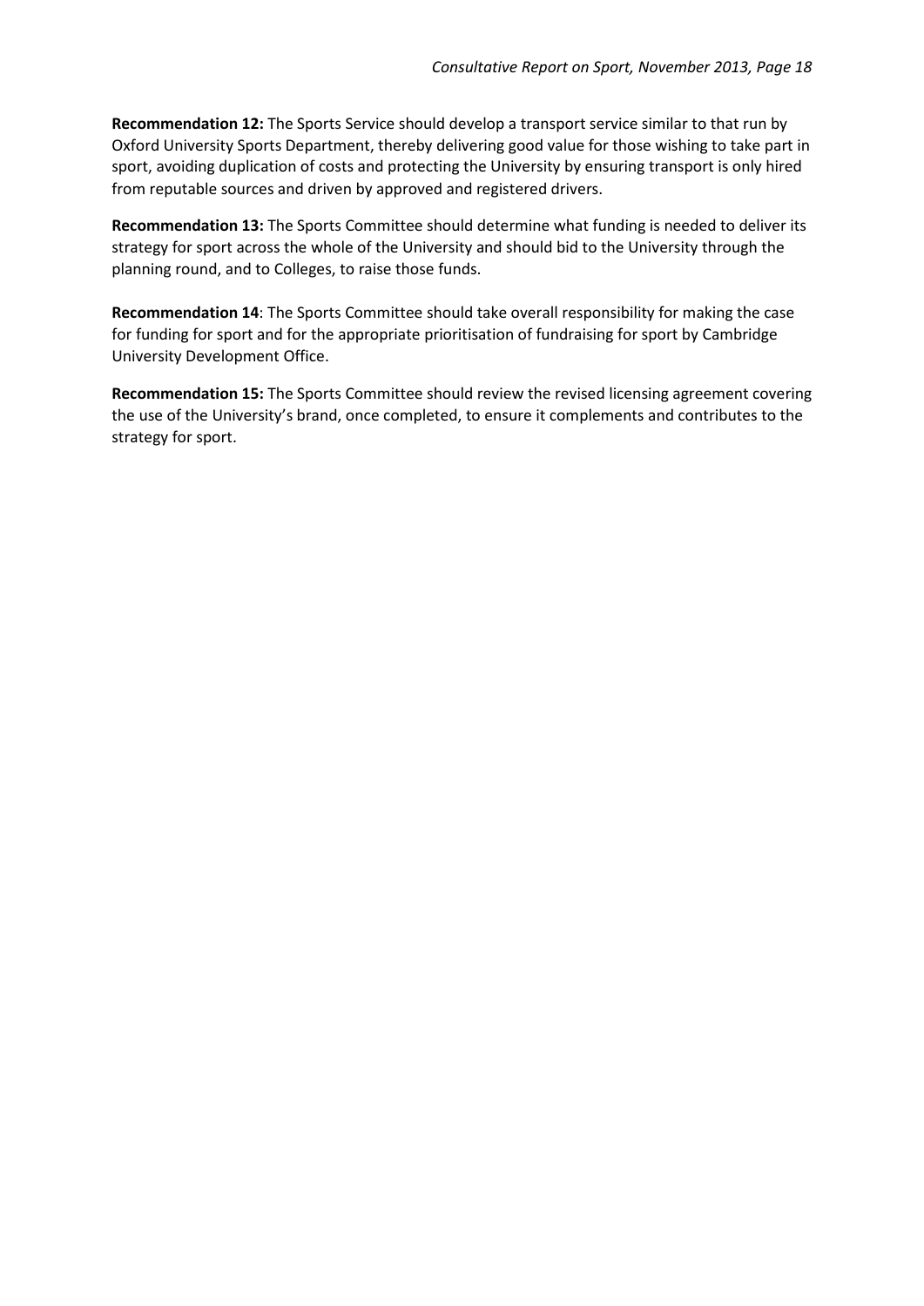**Recommendation 12:** The Sports Service should develop a transport service similar to that run by Oxford University Sports Department, thereby delivering good value for those wishing to take part in sport, avoiding duplication of costs and protecting the University by ensuring transport is only hired from reputable sources and driven by approved and registered drivers.

**Recommendation 13:** The Sports Committee should determine what funding is needed to deliver its strategy for sport across the whole of the University and should bid to the University through the planning round, and to Colleges, to raise those funds.

**Recommendation 14**: The Sports Committee should take overall responsibility for making the case for funding for sport and for the appropriate prioritisation of fundraising for sport by Cambridge University Development Office.

**Recommendation 15:** The Sports Committee should review the revised licensing agreement covering the use of the University's brand, once completed, to ensure it complements and contributes to the strategy for sport.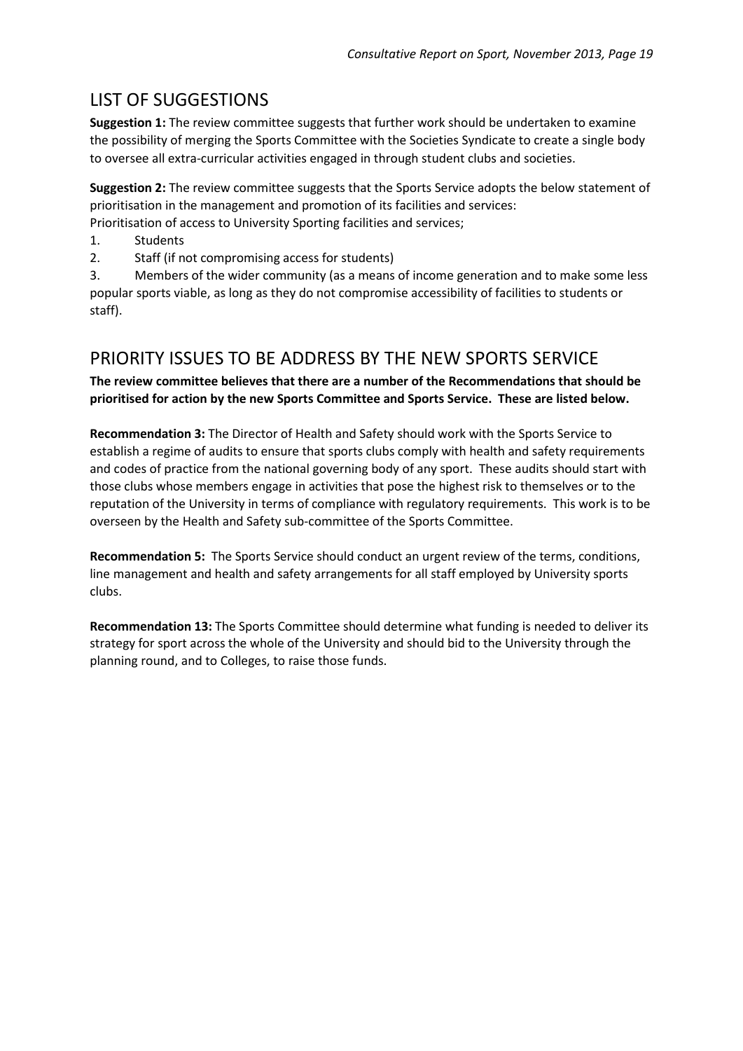## LIST OF SUGGESTIONS

**Suggestion 1:** The review committee suggests that further work should be undertaken to examine the possibility of merging the Sports Committee with the Societies Syndicate to create a single body to oversee all extra-curricular activities engaged in through student clubs and societies.

**Suggestion 2:** The review committee suggests that the Sports Service adopts the below statement of prioritisation in the management and promotion of its facilities and services:
Prioritisation of access to University Sporting facilities and services;

1. Students
2. Staff (if not compromising access for students)
3. Members of the wider community (as a means of income generation and to make some less popular sports viable, as long as they do not compromise accessibility of facilities to students or staff).

## PRIORITY ISSUES TO BE ADDRESS BY THE NEW SPORTS SERVICE

**The review committee believes that there are a number of the Recommendations that should be prioritised for action by the new Sports Committee and Sports Service. These are listed below.**

**Recommendation 3:** The Director of Health and Safety should work with the Sports Service to establish a regime of audits to ensure that sports clubs comply with health and safety requirements and codes of practice from the national governing body of any sport. These audits should start with those clubs whose members engage in activities that pose the highest risk to themselves or to the reputation of the University in terms of compliance with regulatory requirements. This work is to be overseen by the Health and Safety sub-committee of the Sports Committee.

**Recommendation 5:** The Sports Service should conduct an urgent review of the terms, conditions, line management and health and safety arrangements for all staff employed by University sports clubs.

**Recommendation 13:** The Sports Committee should determine what funding is needed to deliver its strategy for sport across the whole of the University and should bid to the University through the planning round, and to Colleges, to raise those funds.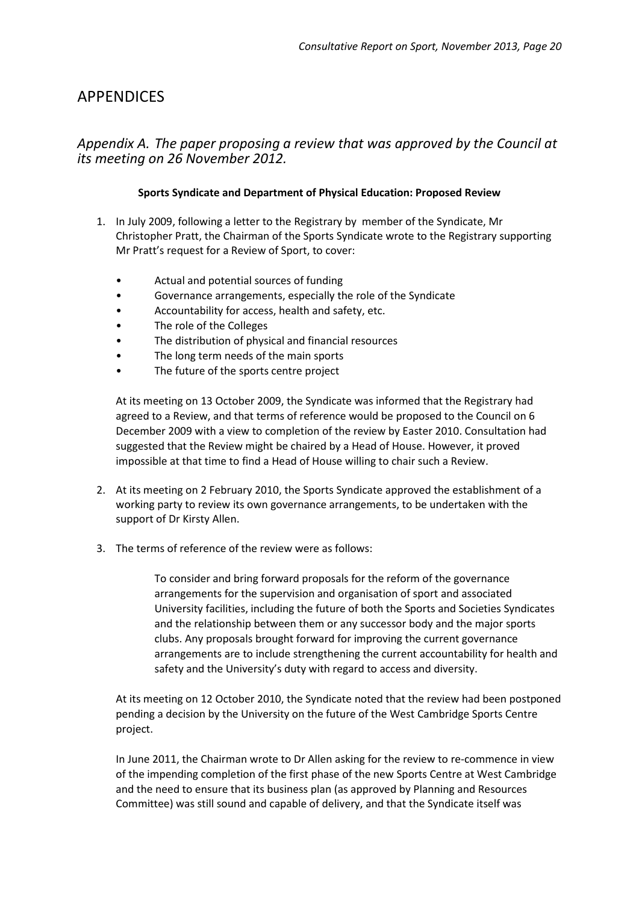# APPENDICES

## *Appendix A. The paper proposing a review that was approved by the Council at its meeting on 26 November 2012.*

**Sports Syndicate and Department of Physical Education: Proposed Review**

1. In July 2009, following a letter to the Registrary by member of the Syndicate, Mr Christopher Pratt, the Chairman of the Sports Syndicate wrote to the Registrary supporting Mr Pratt's request for a Review of Sport, to cover:

   - Actual and potential sources of funding
   - Governance arrangements, especially the role of the Syndicate
   - Accountability for access, health and safety, etc.
   - The role of the Colleges
   - The distribution of physical and financial resources
   - The long term needs of the main sports
   - The future of the sports centre project

   At its meeting on 13 October 2009, the Syndicate was informed that the Registrary had agreed to a Review, and that terms of reference would be proposed to the Council on 6 December 2009 with a view to completion of the review by Easter 2010. Consultation had suggested that the Review might be chaired by a Head of House. However, it proved impossible at that time to find a Head of House willing to chair such a Review.

2. At its meeting on 2 February 2010, the Sports Syndicate approved the establishment of a working party to review its own governance arrangements, to be undertaken with the support of Dr Kirsty Allen.

3. The terms of reference of the review were as follows:

   > To consider and bring forward proposals for the reform of the governance arrangements for the supervision and organisation of sport and associated University facilities, including the future of both the Sports and Societies Syndicates and the relationship between them or any successor body and the major sports clubs. Any proposals brought forward for improving the current governance arrangements are to include strengthening the current accountability for health and safety and the University's duty with regard to access and diversity.

   At its meeting on 12 October 2010, the Syndicate noted that the review had been postponed pending a decision by the University on the future of the West Cambridge Sports Centre project.

   In June 2011, the Chairman wrote to Dr Allen asking for the review to re-commence in view of the impending completion of the first phase of the new Sports Centre at West Cambridge and the need to ensure that its business plan (as approved by Planning and Resources Committee) was still sound and capable of delivery, and that the Syndicate itself was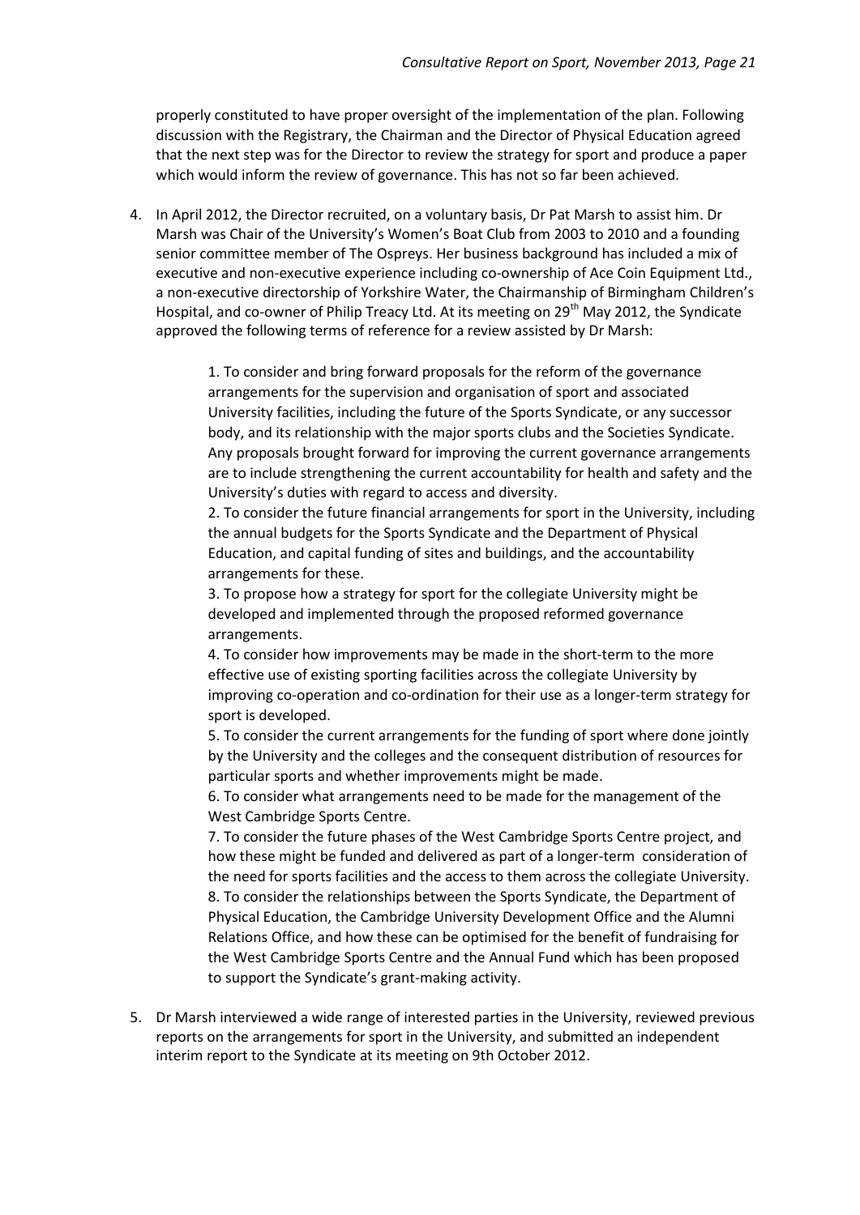properly constituted to have proper oversight of the implementation of the plan. Following discussion with the Registrary, the Chairman and the Director of Physical Education agreed that the next step was for the Director to review the strategy for sport and produce a paper which would inform the review of governance. This has not so far been achieved.

4. In April 2012, the Director recruited, on a voluntary basis, Dr Pat Marsh to assist him. Dr Marsh was Chair of the University's Women's Boat Club from 2003 to 2010 and a founding senior committee member of The Ospreys. Her business background has included a mix of executive and non-executive experience including co-ownership of Ace Coin Equipment Ltd., a non-executive directorship of Yorkshire Water, the Chairmanship of Birmingham Children's Hospital, and co-owner of Philip Treacy Ltd. At its meeting on 29th May 2012, the Syndicate approved the following terms of reference for a review assisted by Dr Marsh:

    1. To consider and bring forward proposals for the reform of the governance arrangements for the supervision and organisation of sport and associated University facilities, including the future of the Sports Syndicate, or any successor body, and its relationship with the major sports clubs and the Societies Syndicate. Any proposals brought forward for improving the current governance arrangements are to include strengthening the current accountability for health and safety and the University's duties with regard to access and diversity.
    2. To consider the future financial arrangements for sport in the University, including the annual budgets for the Sports Syndicate and the Department of Physical Education, and capital funding of sites and buildings, and the accountability arrangements for these.
    3. To propose how a strategy for sport for the collegiate University might be developed and implemented through the proposed reformed governance arrangements.
    4. To consider how improvements may be made in the short-term to the more effective use of existing sporting facilities across the collegiate University by improving co-operation and co-ordination for their use as a longer-term strategy for sport is developed.
    5. To consider the current arrangements for the funding of sport where done jointly by the University and the colleges and the consequent distribution of resources for particular sports and whether improvements might be made.
    6. To consider what arrangements need to be made for the management of the West Cambridge Sports Centre.
    7. To consider the future phases of the West Cambridge Sports Centre project, and how these might be funded and delivered as part of a longer-term consideration of the need for sports facilities and the access to them across the collegiate University.
    8. To consider the relationships between the Sports Syndicate, the Department of Physical Education, the Cambridge University Development Office and the Alumni Relations Office, and how these can be optimised for the benefit of fundraising for the West Cambridge Sports Centre and the Annual Fund which has been proposed to support the Syndicate's grant-making activity.

5. Dr Marsh interviewed a wide range of interested parties in the University, reviewed previous reports on the arrangements for sport in the University, and submitted an independent interim report to the Syndicate at its meeting on 9th October 2012.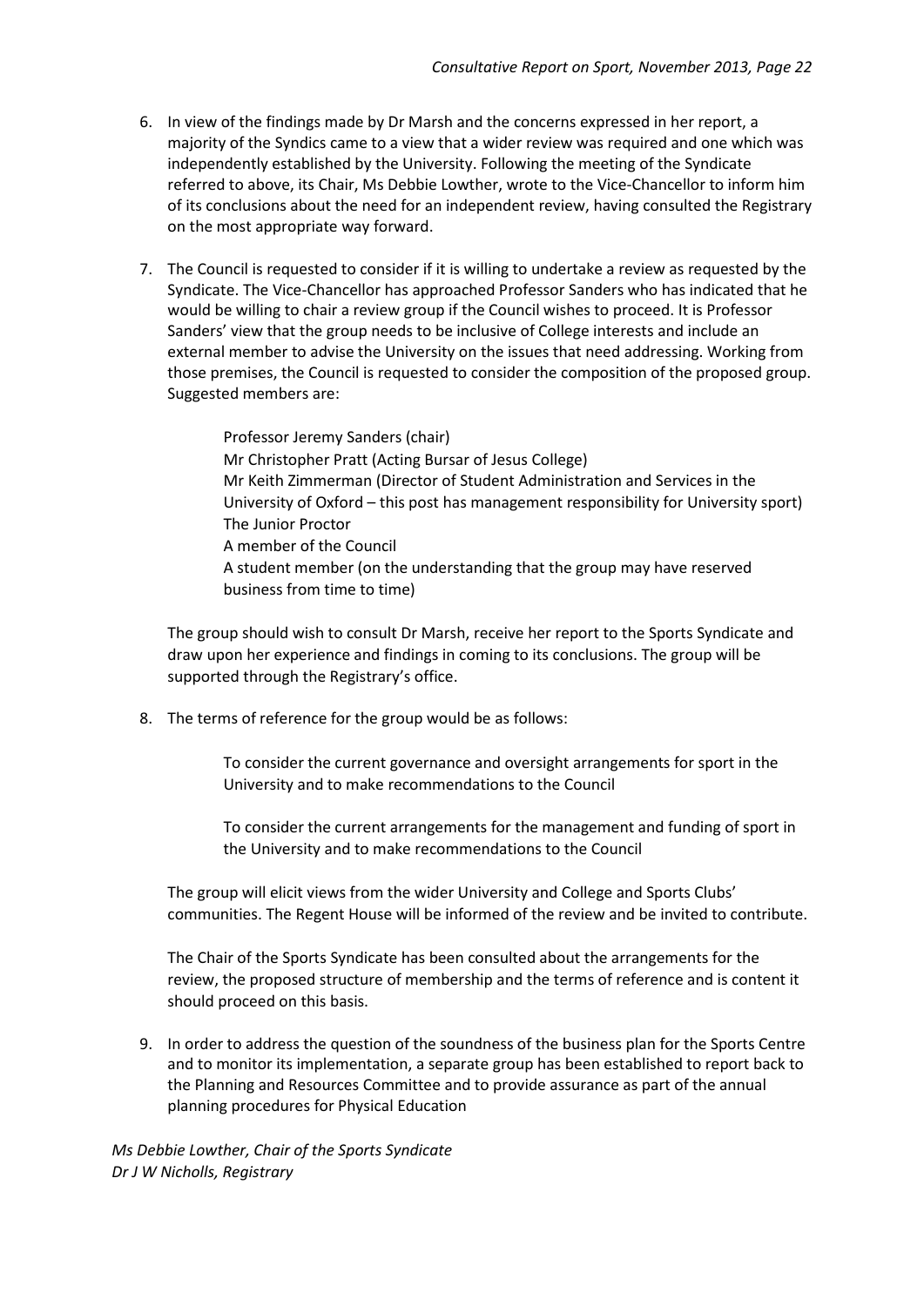6. In view of the findings made by Dr Marsh and the concerns expressed in her report, a majority of the Syndics came to a view that a wider review was required and one which was independently established by the University. Following the meeting of the Syndicate referred to above, its Chair, Ms Debbie Lowther, wrote to the Vice-Chancellor to inform him of its conclusions about the need for an independent review, having consulted the Registrary on the most appropriate way forward.

7. The Council is requested to consider if it is willing to undertake a review as requested by the Syndicate. The Vice-Chancellor has approached Professor Sanders who has indicated that he would be willing to chair a review group if the Council wishes to proceed. It is Professor Sanders' view that the group needs to be inclusive of College interests and include an external member to advise the University on the issues that need addressing. Working from those premises, the Council is requested to consider the composition of the proposed group. Suggested members are:

   Professor Jeremy Sanders (chair)
   Mr Christopher Pratt (Acting Bursar of Jesus College)
   Mr Keith Zimmerman (Director of Student Administration and Services in the University of Oxford – this post has management responsibility for University sport)
   The Junior Proctor
   A member of the Council
   A student member (on the understanding that the group may have reserved business from time to time)

   The group should wish to consult Dr Marsh, receive her report to the Sports Syndicate and draw upon her experience and findings in coming to its conclusions. The group will be supported through the Registrary's office.

8. The terms of reference for the group would be as follows:

   To consider the current governance and oversight arrangements for sport in the University and to make recommendations to the Council

   To consider the current arrangements for the management and funding of sport in the University and to make recommendations to the Council

   The group will elicit views from the wider University and College and Sports Clubs' communities. The Regent House will be informed of the review and be invited to contribute.

   The Chair of the Sports Syndicate has been consulted about the arrangements for the review, the proposed structure of membership and the terms of reference and is content it should proceed on this basis.

9. In order to address the question of the soundness of the business plan for the Sports Centre and to monitor its implementation, a separate group has been established to report back to the Planning and Resources Committee and to provide assurance as part of the annual planning procedures for Physical Education

*Ms Debbie Lowther, Chair of the Sports Syndicate*
*Dr J W Nicholls, Registrary*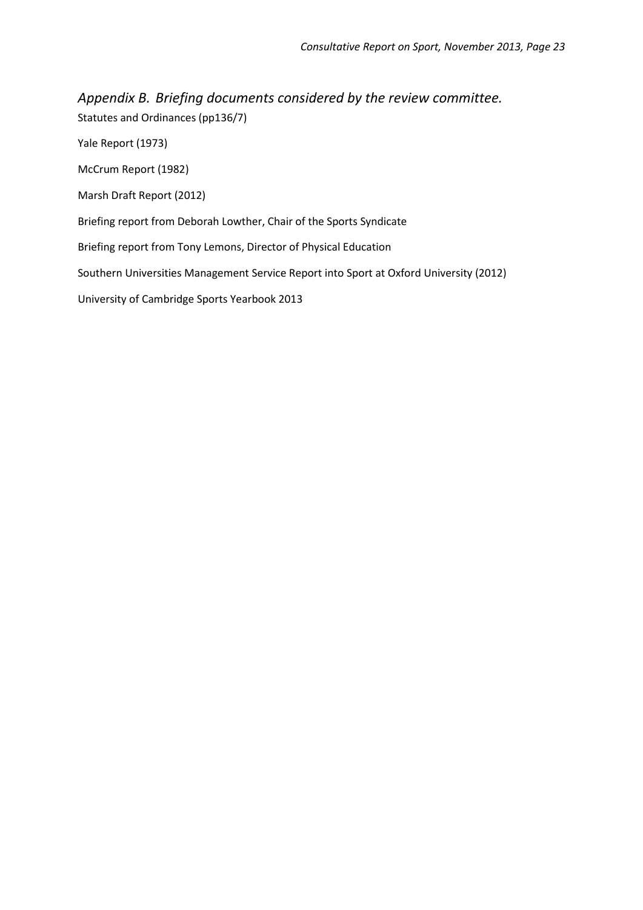## *Appendix B. Briefing documents considered by the review committee.*

Statutes and Ordinances (pp136/7)

Yale Report (1973)

McCrum Report (1982)

Marsh Draft Report (2012)

Briefing report from Deborah Lowther, Chair of the Sports Syndicate

Briefing report from Tony Lemons, Director of Physical Education

Southern Universities Management Service Report into Sport at Oxford University (2012)

University of Cambridge Sports Yearbook 2013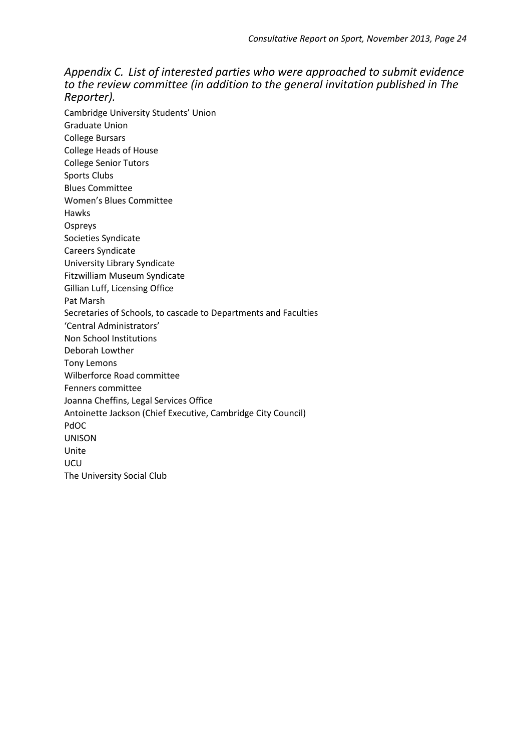## *Appendix C. List of interested parties who were approached to submit evidence to the review committee (in addition to the general invitation published in The Reporter).*

Cambridge University Students' Union
Graduate Union
College Bursars
College Heads of House
College Senior Tutors
Sports Clubs
Blues Committee
Women's Blues Committee
Hawks
Ospreys
Societies Syndicate
Careers Syndicate
University Library Syndicate
Fitzwilliam Museum Syndicate
Gillian Luff, Licensing Office
Pat Marsh
Secretaries of Schools, to cascade to Departments and Faculties
'Central Administrators'
Non School Institutions
Deborah Lowther
Tony Lemons
Wilberforce Road committee
Fenners committee
Joanna Cheffins, Legal Services Office
Antoinette Jackson (Chief Executive, Cambridge City Council)
PdOC
UNISON
Unite
UCU
The University Social Club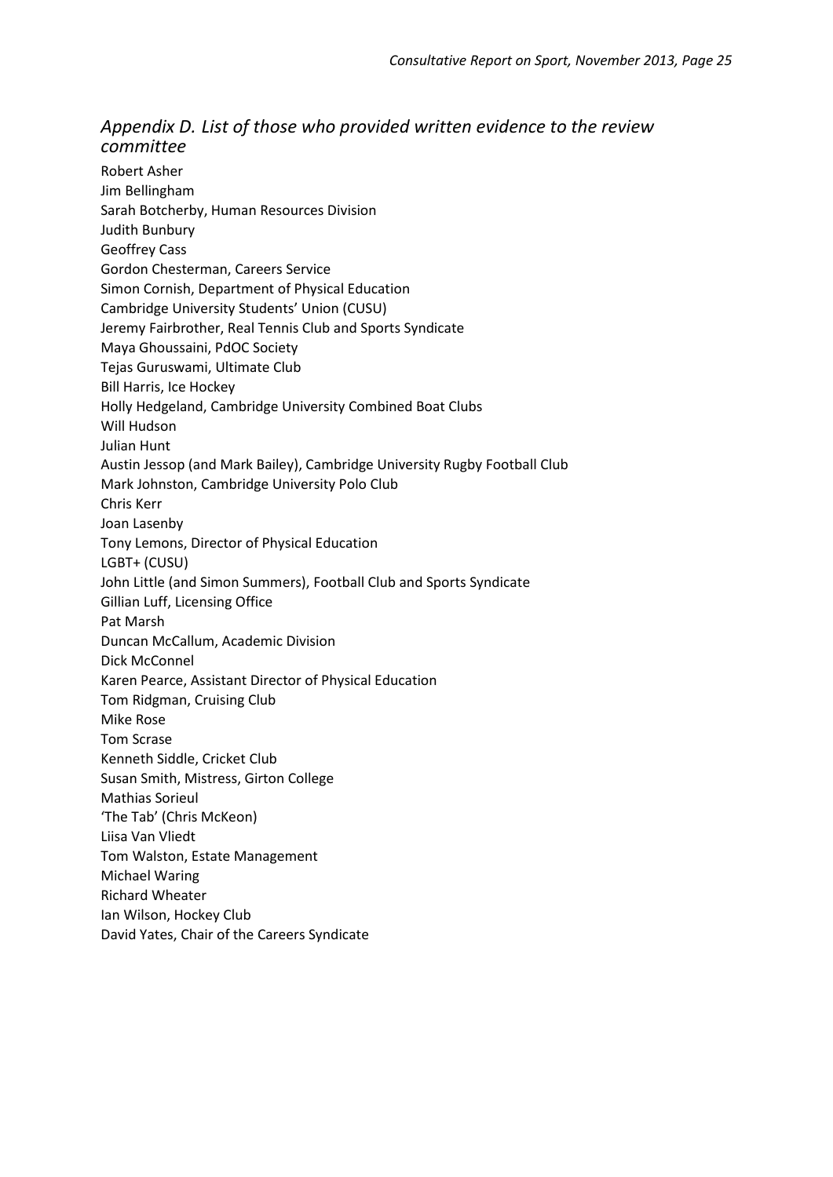## *Appendix D. List of those who provided written evidence to the review committee*

Robert Asher
Jim Bellingham
Sarah Botcherby, Human Resources Division
Judith Bunbury
Geoffrey Cass
Gordon Chesterman, Careers Service
Simon Cornish, Department of Physical Education
Cambridge University Students' Union (CUSU)
Jeremy Fairbrother, Real Tennis Club and Sports Syndicate
Maya Ghoussaini, PdOC Society
Tejas Guruswami, Ultimate Club
Bill Harris, Ice Hockey
Holly Hedgeland, Cambridge University Combined Boat Clubs
Will Hudson
Julian Hunt
Austin Jessop (and Mark Bailey), Cambridge University Rugby Football Club
Mark Johnston, Cambridge University Polo Club
Chris Kerr
Joan Lasenby
Tony Lemons, Director of Physical Education
LGBT+ (CUSU)
John Little (and Simon Summers), Football Club and Sports Syndicate
Gillian Luff, Licensing Office
Pat Marsh
Duncan McCallum, Academic Division
Dick McConnel
Karen Pearce, Assistant Director of Physical Education
Tom Ridgman, Cruising Club
Mike Rose
Tom Scrase
Kenneth Siddle, Cricket Club
Susan Smith, Mistress, Girton College
Mathias Sorieul
'The Tab' (Chris McKeon)
Liisa Van Vliedt
Tom Walston, Estate Management
Michael Waring
Richard Wheater
Ian Wilson, Hockey Club
David Yates, Chair of the Careers Syndicate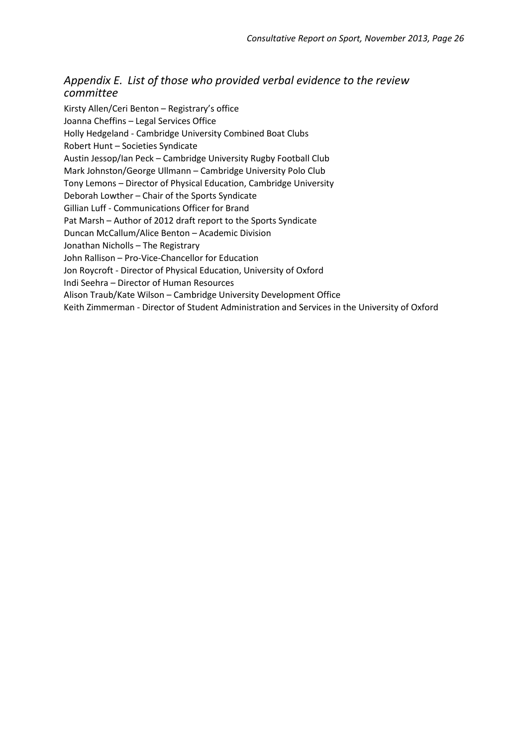## *Appendix E. List of those who provided verbal evidence to the review committee*

Kirsty Allen/Ceri Benton – Registrary's office
Joanna Cheffins – Legal Services Office
Holly Hedgeland - Cambridge University Combined Boat Clubs
Robert Hunt – Societies Syndicate
Austin Jessop/Ian Peck – Cambridge University Rugby Football Club
Mark Johnston/George Ullmann – Cambridge University Polo Club
Tony Lemons – Director of Physical Education, Cambridge University
Deborah Lowther – Chair of the Sports Syndicate
Gillian Luff - Communications Officer for Brand
Pat Marsh – Author of 2012 draft report to the Sports Syndicate
Duncan McCallum/Alice Benton – Academic Division
Jonathan Nicholls – The Registrary
John Rallison – Pro-Vice-Chancellor for Education
Jon Roycroft - Director of Physical Education, University of Oxford
Indi Seehra – Director of Human Resources
Alison Traub/Kate Wilson – Cambridge University Development Office
Keith Zimmerman - Director of Student Administration and Services in the University of Oxford